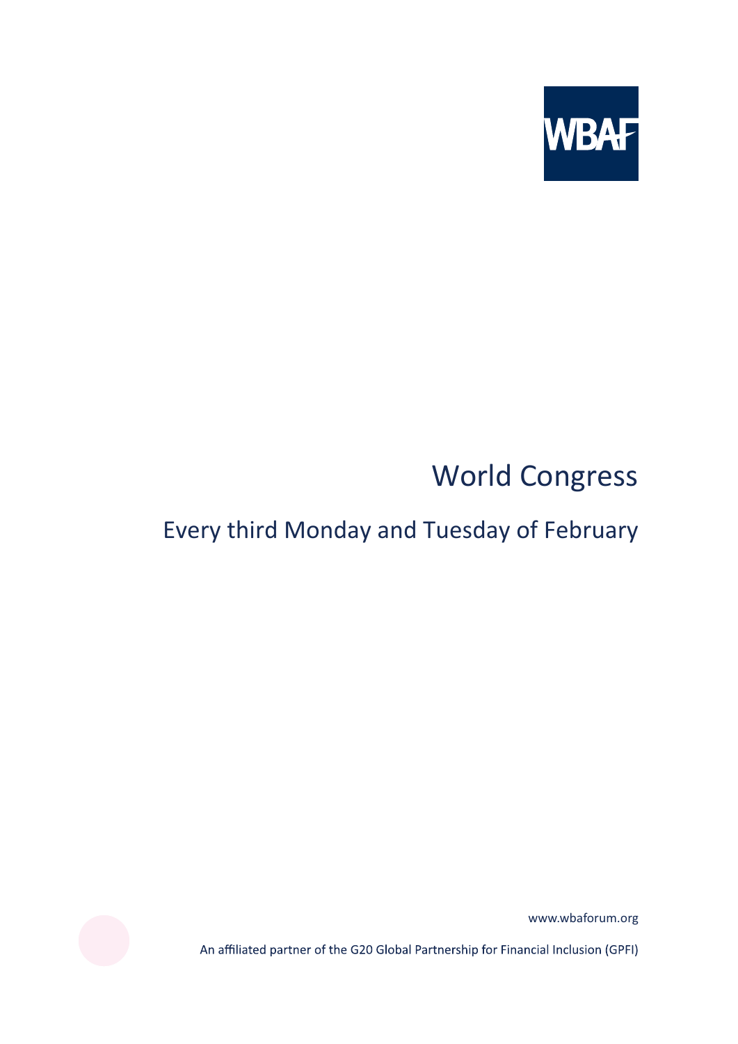WBAF

# World Congress

## Every third Monday and Tuesday of February

www.wbaforum.org

An affiliated partner of the G20 Global Partnership for Financial Inclusion (GPFI)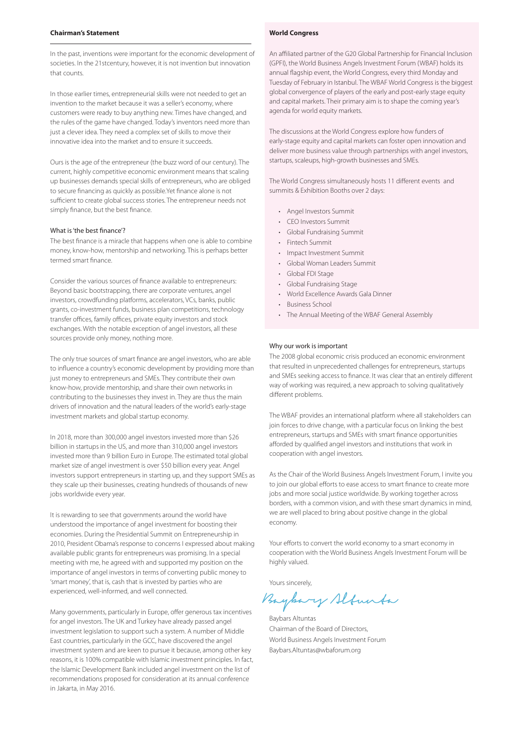## Chairman's Statement

In the past, inventions were important for the economic development of societies. In the 21stcentury, however, it is not invention but innovation that counts.

In those earlier times, entrepreneurial skills were not needed to get an invention to the market because it was a seller's economy, where customers were ready to buy anything new. Times have changed, and the rules of the game have changed. Today's inventors need more than just a clever idea. They need a complex set of skills to move their innovative idea into the market and to ensure it succeeds.

Ours is the age of the entrepreneur (the buzz word of our century). The current, highly competitive economic environment means that scaling up businesses demands special skills of entrepreneurs, who are obliged to secure financing as quickly as possible.Yet finance alone is not sufficient to create global success stories. The entrepreneur needs not simply finance, but the best finance.

### What is 'the best finance'?

The best finance is a miracle that happens when one is able to combine money, know-how, mentorship and networking. This is perhaps better termed smart finance.

Consider the various sources of finance available to entrepreneurs: Beyond basic bootstrapping, there are corporate ventures, angel investors, crowdfunding platforms, accelerators, VCs, banks, public grants, co-investment funds, business plan competitions, technology transfer offices, family offices, private equity investors and stock exchanges. With the notable exception of angel investors, all these sources provide only money, nothing more.

The only true sources of smart finance are angel investors, who are able to influence a country's economic development by providing more than just money to entrepreneurs and SMEs. They contribute their own know-how, provide mentorship, and share their own networks in contributing to the businesses they invest in. They are thus the main drivers of innovation and the natural leaders of the world's early-stage investment markets and global startup economy.

In 2018, more than 300,000 angel investors invested more than $26 billion in startups in the US, and more than 310,000 angel investors invested more than 9 billion Euro in Europe. The estimated total global market size of angel investment is over $50 billion every year. Angel investors support entrepreneurs in starting up, and they support SMEs as they scale up their businesses, creating hundreds of thousands of new jobs worldwide every year.

It is rewarding to see that governments around the world have understood the importance of angel investment for boosting their economies. During the Presidential Summit on Entrepreneurship in 2010, President Obama's response to concerns I expressed about making available public grants for entrepreneurs was promising. In a special meeting with me, he agreed with and supported my position on the importance of angel investors in terms of converting public money to 'smart money', that is, cash that is invested by parties who are experienced, well-informed, and well connected.

Many governments, particularly in Europe, offer generous tax incentives for angel investors. The UK and Turkey have already passed angel investment legislation to support such a system. A number of Middle East countries, particularly in the GCC, have discovered the angel investment system and are keen to pursue it because, among other key reasons, it is 100% compatible with Islamic investment principles. In fact, the Islamic Development Bank included angel investment on the list of recommendations proposed for consideration at its annual conference in Jakarta, in May 2016.

## World Congress

An affiliated partner of the G20 Global Partnership for Financial Inclusion (GPFI), the World Business Angels Investment Forum (WBAF) holds its annual flagship event, the World Congress, every third Monday and Tuesday of February in Istanbul. The WBAF World Congress is the biggest global convergence of players of the early and post-early stage equity and capital markets. Their primary aim is to shape the coming year's agenda for world equity markets.

The discussions at the World Congress explore how funders of early-stage equity and capital markets can foster open innovation and deliver more business value through partnerships with angel investors, startups, scaleups, high-growth businesses and SMEs.

The World Congress simultaneously hosts 11 different events and summits & Exhibition Booths over 2 days:

- Angel Investors Summit
- CEO Investors Summit
- Global Fundraising Summit
- Fintech Summit
- Impact Investment Summit
- Global Woman Leaders Summit
- Global FDI Stage
- Global Fundraising Stage
- World Excellence Awards Gala Dinner
- Business School
- The Annual Meeting of the WBAF General Assembly

### Why our work is important

The 2008 global economic crisis produced an economic environment that resulted in unprecedented challenges for entrepreneurs, startups and SMEs seeking access to finance. It was clear that an entirely different way of working was required, a new approach to solving qualitatively different problems.

The WBAF provides an international platform where all stakeholders can join forces to drive change, with a particular focus on linking the best entrepreneurs, startups and SMEs with smart finance opportunities afforded by qualified angel investors and institutions that work in cooperation with angel investors.

As the Chair of the World Business Angels Investment Forum, I invite you to join our global efforts to ease access to smart finance to create more jobs and more social justice worldwide. By working together across borders, with a common vision, and with these smart dynamics in mind, we are well placed to bring about positive change in the global economy.

Your efforts to convert the world economy to a smart economy in cooperation with the World Business Angels Investment Forum will be highly valued.

Yours sincerely,

Baybars Altuntas

Baybars Altuntas
Chairman of the Board of Directors,
World Business Angels Investment Forum
Baybars.Altuntas@wbaforum.org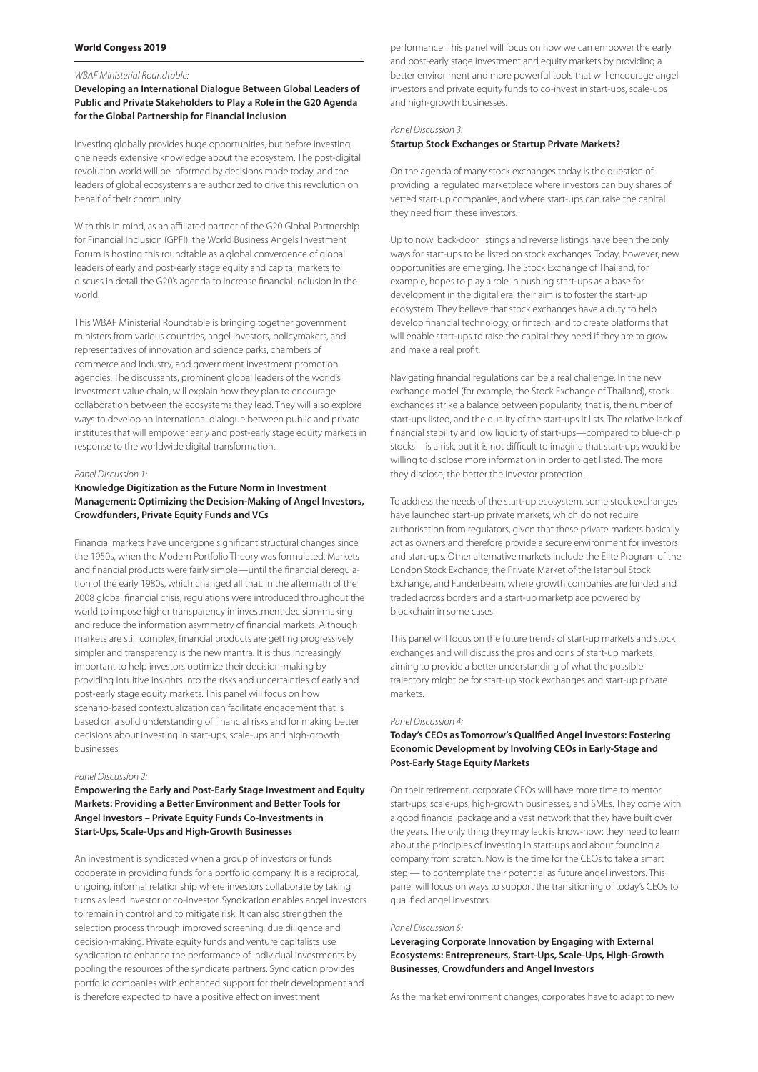#### World Congress 2019

*WBAF Ministerial Roundtable:*

**Developing an International Dialogue Between Global Leaders of Public and Private Stakeholders to Play a Role in the G20 Agenda for the Global Partnership for Financial Inclusion**

Investing globally provides huge opportunities, but before investing, one needs extensive knowledge about the ecosystem. The post-digital revolution world will be informed by decisions made today, and the leaders of global ecosystems are authorized to drive this revolution on behalf of their community.

With this in mind, as an affiliated partner of the G20 Global Partnership for Financial Inclusion (GPFI), the World Business Angels Investment Forum is hosting this roundtable as a global convergence of global leaders of early and post-early stage equity and capital markets to discuss in detail the G20's agenda to increase financial inclusion in the world.

This WBAF Ministerial Roundtable is bringing together government ministers from various countries, angel investors, policymakers, and representatives of innovation and science parks, chambers of commerce and industry, and government investment promotion agencies. The discussants, prominent global leaders of the world's investment value chain, will explain how they plan to encourage collaboration between the ecosystems they lead. They will also explore ways to develop an international dialogue between public and private institutes that will empower early and post-early stage equity markets in response to the worldwide digital transformation.

*Panel Discussion 1:*

**Knowledge Digitization as the Future Norm in Investment Management: Optimizing the Decision-Making of Angel Investors, Crowdfunders, Private Equity Funds and VCs**

Financial markets have undergone significant structural changes since the 1950s, when the Modern Portfolio Theory was formulated. Markets and financial products were fairly simple—until the financial deregulation of the early 1980s, which changed all that. In the aftermath of the 2008 global financial crisis, regulations were introduced throughout the world to impose higher transparency in investment decision-making and reduce the information asymmetry of financial markets. Although markets are still complex, financial products are getting progressively simpler and transparency is the new mantra. It is thus increasingly important to help investors optimize their decision-making by providing intuitive insights into the risks and uncertainties of early and post-early stage equity markets. This panel will focus on how scenario-based contextualization can facilitate engagement that is based on a solid understanding of financial risks and for making better decisions about investing in start-ups, scale-ups and high-growth businesses.

*Panel Discussion 2:*

**Empowering the Early and Post-Early Stage Investment and Equity Markets: Providing a Better Environment and Better Tools for Angel Investors – Private Equity Funds Co-Investments in Start-Ups, Scale-Ups and High-Growth Businesses**

An investment is syndicated when a group of investors or funds cooperate in providing funds for a portfolio company. It is a reciprocal, ongoing, informal relationship where investors collaborate by taking turns as lead investor or co-investor. Syndication enables angel investors to remain in control and to mitigate risk. It can also strengthen the selection process through improved screening, due diligence and decision-making. Private equity funds and venture capitalists use syndication to enhance the performance of individual investments by pooling the resources of the syndicate partners. Syndication provides portfolio companies with enhanced support for their development and is therefore expected to have a positive effect on investment performance. This panel will focus on how we can empower the early and post-early stage investment and equity markets by providing a better environment and more powerful tools that will encourage angel investors and private equity funds to co-invest in start-ups, scale-ups and high-growth businesses.

*Panel Discussion 3:*

**Startup Stock Exchanges or Startup Private Markets?**

On the agenda of many stock exchanges today is the question of providing a regulated marketplace where investors can buy shares of vetted start-up companies, and where start-ups can raise the capital they need from these investors.

Up to now, back-door listings and reverse listings have been the only ways for start-ups to be listed on stock exchanges. Today, however, new opportunities are emerging. The Stock Exchange of Thailand, for example, hopes to play a role in pushing start-ups as a base for development in the digital era; their aim is to foster the start-up ecosystem. They believe that stock exchanges have a duty to help develop financial technology, or fintech, and to create platforms that will enable start-ups to raise the capital they need if they are to grow and make a real profit.

Navigating financial regulations can be a real challenge. In the new exchange model (for example, the Stock Exchange of Thailand), stock exchanges strike a balance between popularity, that is, the number of start-ups listed, and the quality of the start-ups it lists. The relative lack of financial stability and low liquidity of start-ups—compared to blue-chip stocks—is a risk, but it is not difficult to imagine that start-ups would be willing to disclose more information in order to get listed. The more they disclose, the better the investor protection.

To address the needs of the start-up ecosystem, some stock exchanges have launched start-up private markets, which do not require authorisation from regulators, given that these private markets basically act as owners and therefore provide a secure environment for investors and start-ups. Other alternative markets include the Elite Program of the London Stock Exchange, the Private Market of the Istanbul Stock Exchange, and Funderbeam, where growth companies are funded and traded across borders and a start-up marketplace powered by blockchain in some cases.

This panel will focus on the future trends of start-up markets and stock exchanges and will discuss the pros and cons of start-up markets, aiming to provide a better understanding of what the possible trajectory might be for start-up stock exchanges and start-up private markets.

*Panel Discussion 4:*

**Today's CEOs as Tomorrow's Qualified Angel Investors: Fostering Economic Development by Involving CEOs in Early-Stage and Post-Early Stage Equity Markets**

On their retirement, corporate CEOs will have more time to mentor start-ups, scale-ups, high-growth businesses, and SMEs. They come with a good financial package and a vast network that they have built over the years. The only thing they may lack is know-how: they need to learn about the principles of investing in start-ups and about founding a company from scratch. Now is the time for the CEOs to take a smart step — to contemplate their potential as future angel investors. This panel will focus on ways to support the transitioning of today's CEOs to qualified angel investors.

*Panel Discussion 5:*

**Leveraging Corporate Innovation by Engaging with External Ecosystems: Entrepreneurs, Start-Ups, Scale-Ups, High-Growth Businesses, Crowdfunders and Angel Investors**

As the market environment changes, corporates have to adapt to new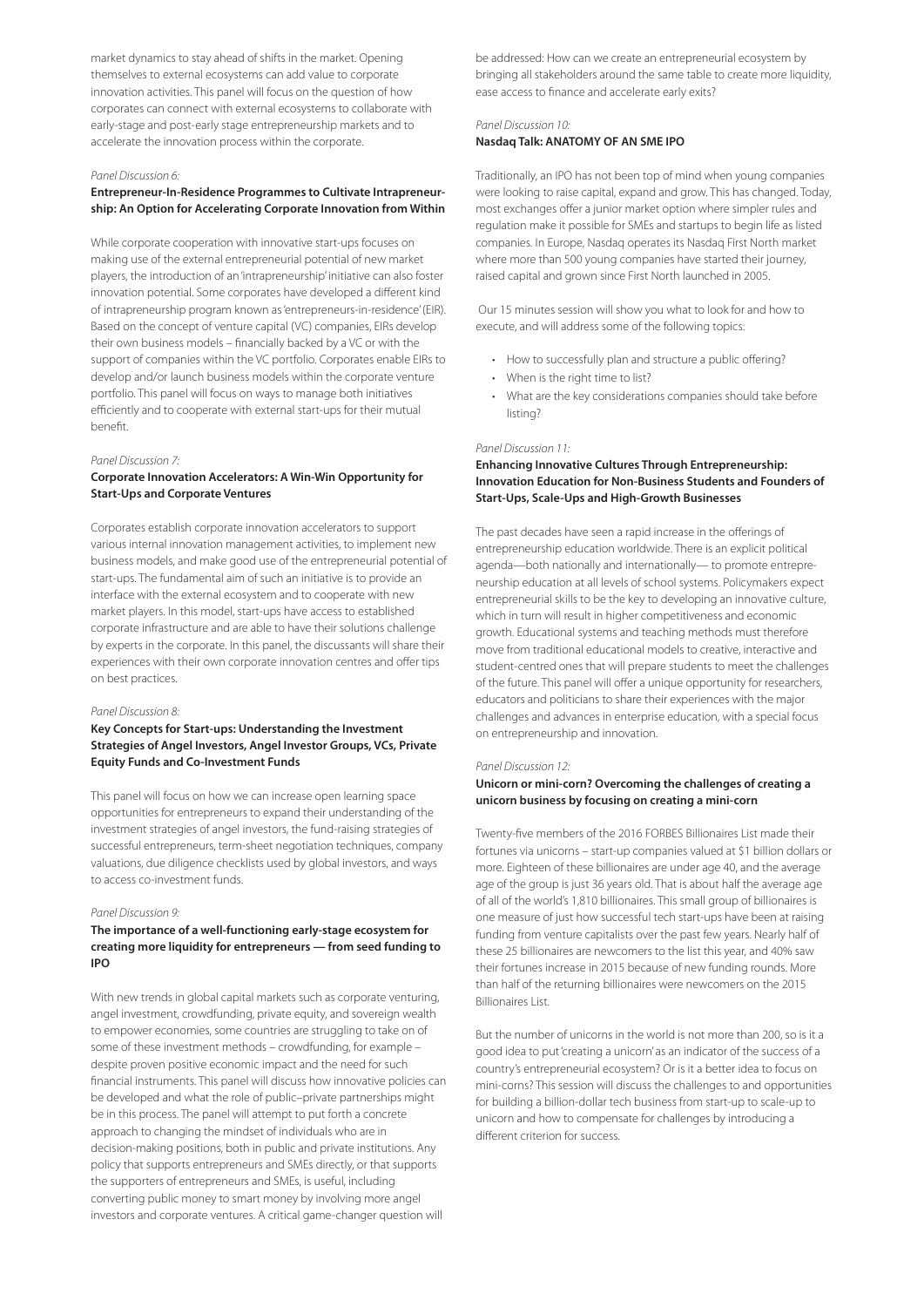market dynamics to stay ahead of shifts in the market. Opening themselves to external ecosystems can add value to corporate innovation activities. This panel will focus on the question of how corporates can connect with external ecosystems to collaborate with early-stage and post-early stage entrepreneurship markets and to accelerate the innovation process within the corporate.

*Panel Discussion 6:*

**Entrepreneur-In-Residence Programmes to Cultivate Intrapreneurship: An Option for Accelerating Corporate Innovation from Within**

While corporate cooperation with innovative start-ups focuses on making use of the external entrepreneurial potential of new market players, the introduction of an 'intrapreneurship' initiative can also foster innovation potential. Some corporates have developed a different kind of intrapreneurship program known as 'entrepreneurs-in-residence' (EIR). Based on the concept of venture capital (VC) companies, EIRs develop their own business models – financially backed by a VC or with the support of companies within the VC portfolio. Corporates enable EIRs to develop and/or launch business models within the corporate venture portfolio. This panel will focus on ways to manage both initiatives efficiently and to cooperate with external start-ups for their mutual benefit.

*Panel Discussion 7:*

**Corporate Innovation Accelerators: A Win-Win Opportunity for Start-Ups and Corporate Ventures**

Corporates establish corporate innovation accelerators to support various internal innovation management activities, to implement new business models, and make good use of the entrepreneurial potential of start-ups. The fundamental aim of such an initiative is to provide an interface with the external ecosystem and to cooperate with new market players. In this model, start-ups have access to established corporate infrastructure and are able to have their solutions challenge by experts in the corporate. In this panel, the discussants will share their experiences with their own corporate innovation centres and offer tips on best practices.

*Panel Discussion 8:*

**Key Concepts for Start-ups: Understanding the Investment Strategies of Angel Investors, Angel Investor Groups, VCs, Private Equity Funds and Co-Investment Funds**

This panel will focus on how we can increase open learning space opportunities for entrepreneurs to expand their understanding of the investment strategies of angel investors, the fund-raising strategies of successful entrepreneurs, term-sheet negotiation techniques, company valuations, due diligence checklists used by global investors, and ways to access co-investment funds.

*Panel Discussion 9:*

**The importance of a well-functioning early-stage ecosystem for creating more liquidity for entrepreneurs — from seed funding to IPO**

With new trends in global capital markets such as corporate venturing, angel investment, crowdfunding, private equity, and sovereign wealth to empower economies, some countries are struggling to take on of some of these investment methods – crowdfunding, for example – despite proven positive economic impact and the need for such financial instruments. This panel will discuss how innovative policies can be developed and what the role of public–private partnerships might be in this process. The panel will attempt to put forth a concrete approach to changing the mindset of individuals who are in decision-making positions, both in public and private institutions. Any policy that supports entrepreneurs and SMEs directly, or that supports the supporters of entrepreneurs and SMEs, is useful, including converting public money to smart money by involving more angel investors and corporate ventures. A critical game-changer question will be addressed: How can we create an entrepreneurial ecosystem by bringing all stakeholders around the same table to create more liquidity, ease access to finance and accelerate early exits?

*Panel Discussion 10:*

**Nasdaq Talk: ANATOMY OF AN SME IPO**

Traditionally, an IPO has not been top of mind when young companies were looking to raise capital, expand and grow. This has changed. Today, most exchanges offer a junior market option where simpler rules and regulation make it possible for SMEs and startups to begin life as listed companies. In Europe, Nasdaq operates its Nasdaq First North market where more than 500 young companies have started their journey, raised capital and grown since First North launched in 2005.

Our 15 minutes session will show you what to look for and how to execute, and will address some of the following topics:

- How to successfully plan and structure a public offering?
- When is the right time to list?
- What are the key considerations companies should take before listing?

*Panel Discussion 11:*

**Enhancing Innovative Cultures Through Entrepreneurship: Innovation Education for Non-Business Students and Founders of Start-Ups, Scale-Ups and High-Growth Businesses**

The past decades have seen a rapid increase in the offerings of entrepreneurship education worldwide. There is an explicit political agenda—both nationally and internationally— to promote entrepreneurship education at all levels of school systems. Policymakers expect entrepreneurial skills to be the key to developing an innovative culture, which in turn will result in higher competitiveness and economic growth. Educational systems and teaching methods must therefore move from traditional educational models to creative, interactive and student-centred ones that will prepare students to meet the challenges of the future. This panel will offer a unique opportunity for researchers, educators and politicians to share their experiences with the major challenges and advances in enterprise education, with a special focus on entrepreneurship and innovation.

*Panel Discussion 12:*

**Unicorn or mini-corn? Overcoming the challenges of creating a unicorn business by focusing on creating a mini-corn**

Twenty-five members of the 2016 FORBES Billionaires List made their fortunes via unicorns – start-up companies valued at $1 billion dollars or more. Eighteen of these billionaires are under age 40, and the average age of the group is just 36 years old. That is about half the average age of all of the world's 1,810 billionaires. This small group of billionaires is one measure of just how successful tech start-ups have been at raising funding from venture capitalists over the past few years. Nearly half of these 25 billionaires are newcomers to the list this year, and 40% saw their fortunes increase in 2015 because of new funding rounds. More than half of the returning billionaires were newcomers on the 2015 Billionaires List.

But the number of unicorns in the world is not more than 200, so is it a good idea to put 'creating a unicorn' as an indicator of the success of a country's entrepreneurial ecosystem? Or is it a better idea to focus on mini-corns? This session will discuss the challenges to and opportunities for building a billion-dollar tech business from start-up to scale-up to unicorn and how to compensate for challenges by introducing a different criterion for success.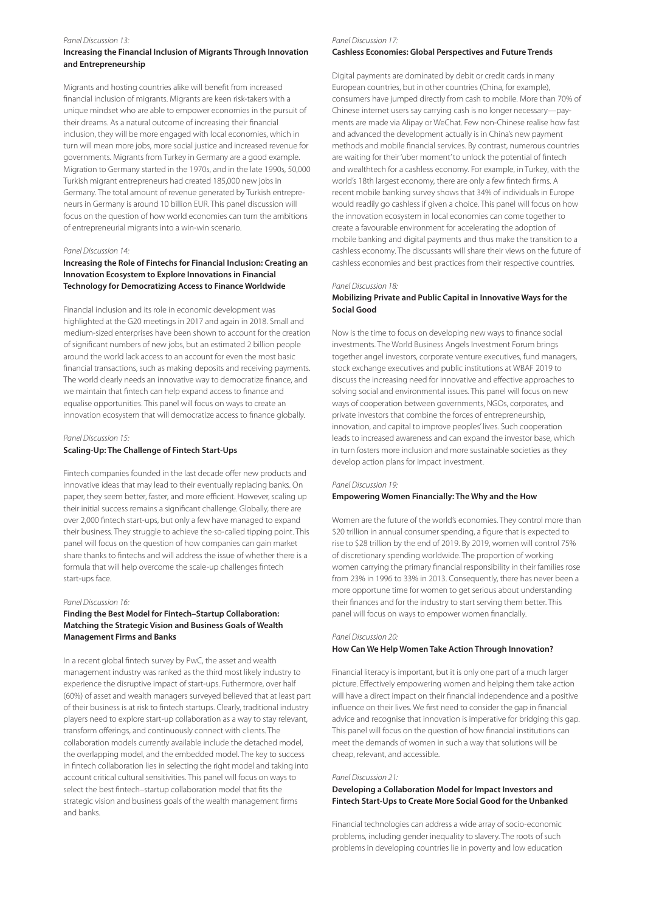*Panel Discussion 13:*

**Increasing the Financial Inclusion of Migrants Through Innovation and Entrepreneurship**

Migrants and hosting countries alike will benefit from increased financial inclusion of migrants. Migrants are keen risk-takers with a unique mindset who are able to empower economies in the pursuit of their dreams. As a natural outcome of increasing their financial inclusion, they will be more engaged with local economies, which in turn will mean more jobs, more social justice and increased revenue for governments. Migrants from Turkey in Germany are a good example. Migration to Germany started in the 1970s, and in the late 1990s, 50,000 Turkish migrant entrepreneurs had created 185,000 new jobs in Germany. The total amount of revenue generated by Turkish entrepreneurs in Germany is around 10 billion EUR. This panel discussion will focus on the question of how world economies can turn the ambitions of entrepreneurial migrants into a win-win scenario.

*Panel Discussion 14:*

**Increasing the Role of Fintechs for Financial Inclusion: Creating an Innovation Ecosystem to Explore Innovations in Financial Technology for Democratizing Access to Finance Worldwide**

Financial inclusion and its role in economic development was highlighted at the G20 meetings in 2017 and again in 2018. Small and medium-sized enterprises have been shown to account for the creation of significant numbers of new jobs, but an estimated 2 billion people around the world lack access to an account for even the most basic financial transactions, such as making deposits and receiving payments. The world clearly needs an innovative way to democratize finance, and we maintain that fintech can help expand access to finance and equalise opportunities. This panel will focus on ways to create an innovation ecosystem that will democratize access to finance globally.

*Panel Discussion 15:*

**Scaling-Up: The Challenge of Fintech Start-Ups**

Fintech companies founded in the last decade offer new products and innovative ideas that may lead to their eventually replacing banks. On paper, they seem better, faster, and more efficient. However, scaling up their initial success remains a significant challenge. Globally, there are over 2,000 fintech start-ups, but only a few have managed to expand their business. They struggle to achieve the so-called tipping point. This panel will focus on the question of how companies can gain market share thanks to fintechs and will address the issue of whether there is a formula that will help overcome the scale-up challenges fintech start-ups face.

*Panel Discussion 16:*

**Finding the Best Model for Fintech–Startup Collaboration: Matching the Strategic Vision and Business Goals of Wealth Management Firms and Banks**

In a recent global fintech survey by PwC, the asset and wealth management industry was ranked as the third most likely industry to experience the disruptive impact of start-ups. Futhermore, over half (60%) of asset and wealth managers surveyed believed that at least part of their business is at risk to fintech startups. Clearly, traditional industry players need to explore start-up collaboration as a way to stay relevant, transform offerings, and continuously connect with clients. The collaboration models currently available include the detached model, the overlapping model, and the embedded model. The key to success in fintech collaboration lies in selecting the right model and taking into account critical cultural sensitivities. This panel will focus on ways to select the best fintech–startup collaboration model that fits the strategic vision and business goals of the wealth management firms and banks.

*Panel Discussion 17:*

**Cashless Economies: Global Perspectives and Future Trends**

Digital payments are dominated by debit or credit cards in many European countries, but in other countries (China, for example), consumers have jumped directly from cash to mobile. More than 70% of Chinese internet users say carrying cash is no longer necessary—payments are made via Alipay or WeChat. Few non-Chinese realise how fast and advanced the development actually is in China's new payment methods and mobile financial services. By contrast, numerous countries are waiting for their 'uber moment' to unlock the potential of fintech and wealthtech for a cashless economy. For example, in Turkey, with the world's 18th largest economy, there are only a few fintech firms. A recent mobile banking survey shows that 34% of individuals in Europe would readily go cashless if given a choice. This panel will focus on how the innovation ecosystem in local economies can come together to create a favourable environment for accelerating the adoption of mobile banking and digital payments and thus make the transition to a cashless economy. The discussants will share their views on the future of cashless economies and best practices from their respective countries.

*Panel Discussion 18:*

**Mobilizing Private and Public Capital in Innovative Ways for the Social Good**

Now is the time to focus on developing new ways to finance social investments. The World Business Angels Investment Forum brings together angel investors, corporate venture executives, fund managers, stock exchange executives and public institutions at WBAF 2019 to discuss the increasing need for innovative and effective approaches to solving social and environmental issues. This panel will focus on new ways of cooperation between governments, NGOs, corporates, and private investors that combine the forces of entrepreneurship, innovation, and capital to improve peoples' lives. Such cooperation leads to increased awareness and can expand the investor base, which in turn fosters more inclusion and more sustainable societies as they develop action plans for impact investment.

*Panel Discussion 19:*

**Empowering Women Financially: The Why and the How**

Women are the future of the world's economies. They control more than $20 trillion in annual consumer spending, a figure that is expected to rise to $28 trillion by the end of 2019. By 2019, women will control 75% of discretionary spending worldwide. The proportion of working women carrying the primary financial responsibility in their families rose from 23% in 1996 to 33% in 2013. Consequently, there has never been a more opportune time for women to get serious about understanding their finances and for the industry to start serving them better. This panel will focus on ways to empower women financially.

*Panel Discussion 20:*

**How Can We Help Women Take Action Through Innovation?**

Financial literacy is important, but it is only one part of a much larger picture. Effectively empowering women and helping them take action will have a direct impact on their financial independence and a positive influence on their lives. We first need to consider the gap in financial advice and recognise that innovation is imperative for bridging this gap. This panel will focus on the question of how financial institutions can meet the demands of women in such a way that solutions will be cheap, relevant, and accessible.

*Panel Discussion 21:*

**Developing a Collaboration Model for Impact Investors and Fintech Start-Ups to Create More Social Good for the Unbanked**

Financial technologies can address a wide array of socio-economic problems, including gender inequality to slavery. The roots of such problems in developing countries lie in poverty and low education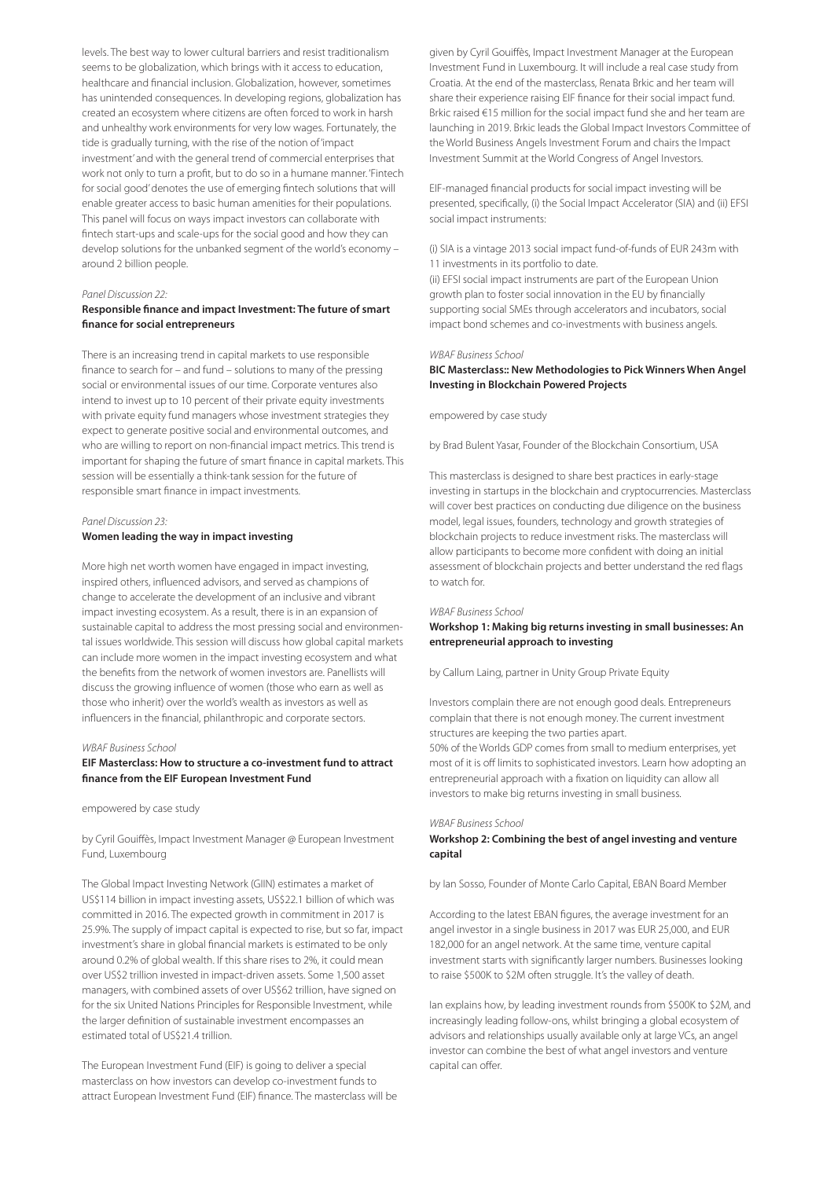levels. The best way to lower cultural barriers and resist traditionalism seems to be globalization, which brings with it access to education, healthcare and financial inclusion. Globalization, however, sometimes has unintended consequences. In developing regions, globalization has created an ecosystem where citizens are often forced to work in harsh and unhealthy work environments for very low wages. Fortunately, the tide is gradually turning, with the rise of the notion of 'impact investment' and with the general trend of commercial enterprises that work not only to turn a profit, but to do so in a humane manner. 'Fintech for social good' denotes the use of emerging fintech solutions that will enable greater access to basic human amenities for their populations. This panel will focus on ways impact investors can collaborate with fintech start-ups and scale-ups for the social good and how they can develop solutions for the unbanked segment of the world's economy – around 2 billion people.

*Panel Discussion 22:*

### Responsible finance and impact Investment: The future of smart finance for social entrepreneurs

There is an increasing trend in capital markets to use responsible finance to search for – and fund – solutions to many of the pressing social or environmental issues of our time. Corporate ventures also intend to invest up to 10 percent of their private equity investments with private equity fund managers whose investment strategies they expect to generate positive social and environmental outcomes, and who are willing to report on non-financial impact metrics. This trend is important for shaping the future of smart finance in capital markets. This session will be essentially a think-tank session for the future of responsible smart finance in impact investments.

*Panel Discussion 23:*

### Women leading the way in impact investing

More high net worth women have engaged in impact investing, inspired others, influenced advisors, and served as champions of change to accelerate the development of an inclusive and vibrant impact investing ecosystem. As a result, there is in an expansion of sustainable capital to address the most pressing social and environmental issues worldwide. This session will discuss how global capital markets can include more women in the impact investing ecosystem and what the benefits from the network of women investors are. Panellists will discuss the growing influence of women (those who earn as well as those who inherit) over the world's wealth as investors as well as influencers in the financial, philanthropic and corporate sectors.

*WBAF Business School*

### EIF Masterclass: How to structure a co-investment fund to attract finance from the EIF European Investment Fund

empowered by case study

by Cyril Gouiffès, Impact Investment Manager @ European Investment Fund, Luxembourg

The Global Impact Investing Network (GIIN) estimates a market of US$114 billion in impact investing assets, US$22.1 billion of which was committed in 2016. The expected growth in commitment in 2017 is 25.9%. The supply of impact capital is expected to rise, but so far, impact investment's share in global financial markets is estimated to be only around 0.2% of global wealth. If this share rises to 2%, it could mean over US$2 trillion invested in impact-driven assets. Some 1,500 asset managers, with combined assets of over US$62 trillion, have signed on for the six United Nations Principles for Responsible Investment, while the larger definition of sustainable investment encompasses an estimated total of US$21.4 trillion.

The European Investment Fund (EIF) is going to deliver a special masterclass on how investors can develop co-investment funds to attract European Investment Fund (EIF) finance. The masterclass will be given by Cyril Gouiffès, Impact Investment Manager at the European Investment Fund in Luxembourg. It will include a real case study from Croatia. At the end of the masterclass, Renata Brkic and her team will share their experience raising EIF finance for their social impact fund. Brkic raised €15 million for the social impact fund she and her team are launching in 2019. Brkic leads the Global Impact Investors Committee of the World Business Angels Investment Forum and chairs the Impact Investment Summit at the World Congress of Angel Investors.

EIF-managed financial products for social impact investing will be presented, specifically, (i) the Social Impact Accelerator (SIA) and (ii) EFSI social impact instruments:

(i) SIA is a vintage 2013 social impact fund-of-funds of EUR 243m with 11 investments in its portfolio to date.
(ii) EFSI social impact instruments are part of the European Union growth plan to foster social innovation in the EU by financially supporting social SMEs through accelerators and incubators, social impact bond schemes and co-investments with business angels.

*WBAF Business School*

### BIC Masterclass:: New Methodologies to Pick Winners When Angel Investing in Blockchain Powered Projects

empowered by case study

by Brad Bulent Yasar, Founder of the Blockchain Consortium, USA

This masterclass is designed to share best practices in early-stage investing in startups in the blockchain and cryptocurrencies. Masterclass will cover best practices on conducting due diligence on the business model, legal issues, founders, technology and growth strategies of blockchain projects to reduce investment risks. The masterclass will allow participants to become more confident with doing an initial assessment of blockchain projects and better understand the red flags to watch for.

*WBAF Business School*

### Workshop 1: Making big returns investing in small businesses: An entrepreneurial approach to investing

by Callum Laing, partner in Unity Group Private Equity

Investors complain there are not enough good deals. Entrepreneurs complain that there is not enough money. The current investment structures are keeping the two parties apart.
50% of the Worlds GDP comes from small to medium enterprises, yet most of it is off limits to sophisticated investors. Learn how adopting an entrepreneurial approach with a fixation on liquidity can allow all investors to make big returns investing in small business.

*WBAF Business School*

### Workshop 2: Combining the best of angel investing and venture capital

by Ian Sosso, Founder of Monte Carlo Capital, EBAN Board Member

According to the latest EBAN figures, the average investment for an angel investor in a single business in 2017 was EUR 25,000, and EUR 182,000 for an angel network. At the same time, venture capital investment starts with significantly larger numbers. Businesses looking to raise $500K to $2M often struggle. It's the valley of death.

Ian explains how, by leading investment rounds from $500K to $2M, and increasingly leading follow-ons, whilst bringing a global ecosystem of advisors and relationships usually available only at large VCs, an angel investor can combine the best of what angel investors and venture capital can offer.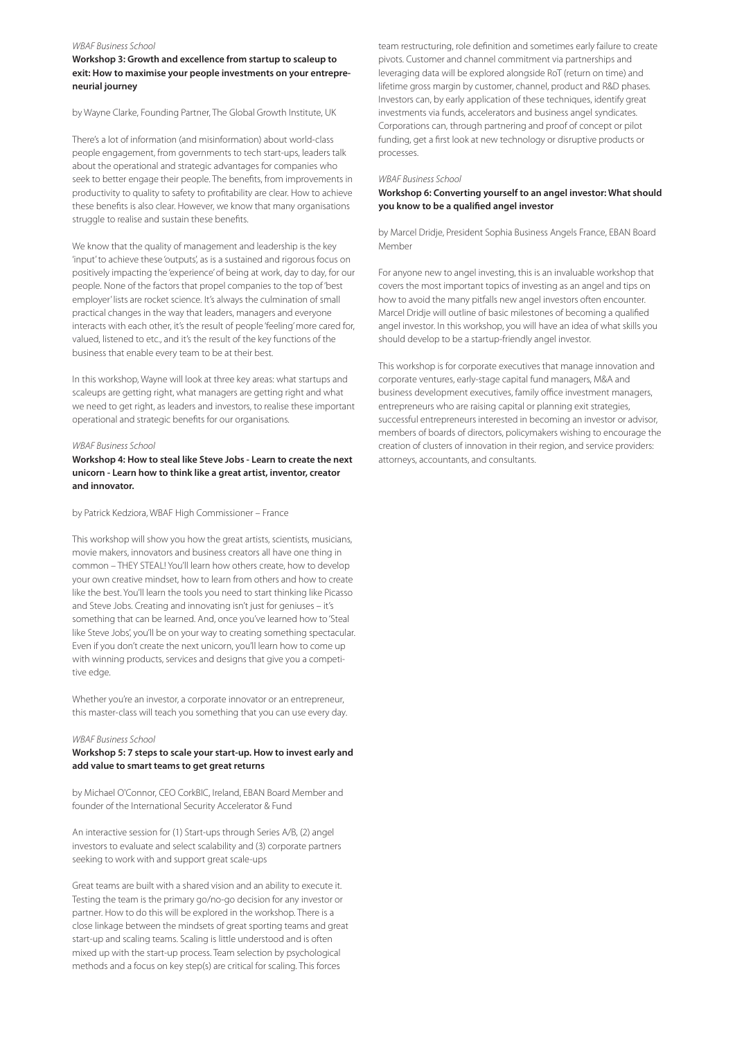*WBAF Business School*

**Workshop 3: Growth and excellence from startup to scaleup to exit: How to maximise your people investments on your entrepreneurial journey**

by Wayne Clarke, Founding Partner, The Global Growth Institute, UK

There's a lot of information (and misinformation) about world-class people engagement, from governments to tech start-ups, leaders talk about the operational and strategic advantages for companies who seek to better engage their people. The benefits, from improvements in productivity to quality to safety to profitability are clear. How to achieve these benefits is also clear. However, we know that many organisations struggle to realise and sustain these benefits.

We know that the quality of management and leadership is the key 'input' to achieve these 'outputs', as is a sustained and rigorous focus on positively impacting the 'experience' of being at work, day to day, for our people. None of the factors that propel companies to the top of 'best employer' lists are rocket science. It's always the culmination of small practical changes in the way that leaders, managers and everyone interacts with each other, it's the result of people 'feeling' more cared for, valued, listened to etc., and it's the result of the key functions of the business that enable every team to be at their best.

In this workshop, Wayne will look at three key areas: what startups and scaleups are getting right, what managers are getting right and what we need to get right, as leaders and investors, to realise these important operational and strategic benefits for our organisations.

*WBAF Business School*

**Workshop 4: How to steal like Steve Jobs - Learn to create the next unicorn - Learn how to think like a great artist, inventor, creator and innovator.**

by Patrick Kedziora, WBAF High Commissioner – France

This workshop will show you how the great artists, scientists, musicians, movie makers, innovators and business creators all have one thing in common – THEY STEAL! You'll learn how others create, how to develop your own creative mindset, how to learn from others and how to create like the best. You'll learn the tools you need to start thinking like Picasso and Steve Jobs. Creating and innovating isn't just for geniuses – it's something that can be learned. And, once you've learned how to 'Steal like Steve Jobs', you'll be on your way to creating something spectacular. Even if you don't create the next unicorn, you'll learn how to come up with winning products, services and designs that give you a competitive edge.

Whether you're an investor, a corporate innovator or an entrepreneur, this master-class will teach you something that you can use every day.

*WBAF Business School*

**Workshop 5: 7 steps to scale your start-up. How to invest early and add value to smart teams to get great returns**

by Michael O'Connor, CEO CorkBIC, Ireland, EBAN Board Member and founder of the International Security Accelerator & Fund

An interactive session for (1) Start-ups through Series A/B, (2) angel investors to evaluate and select scalability and (3) corporate partners seeking to work with and support great scale-ups

Great teams are built with a shared vision and an ability to execute it. Testing the team is the primary go/no-go decision for any investor or partner. How to do this will be explored in the workshop. There is a close linkage between the mindsets of great sporting teams and great start-up and scaling teams. Scaling is little understood and is often mixed up with the start-up process. Team selection by psychological methods and a focus on key step(s) are critical for scaling. This forces team restructuring, role definition and sometimes early failure to create pivots. Customer and channel commitment via partnerships and leveraging data will be explored alongside RoT (return on time) and lifetime gross margin by customer, channel, product and R&D phases. Investors can, by early application of these techniques, identify great investments via funds, accelerators and business angel syndicates. Corporations can, through partnering and proof of concept or pilot funding, get a first look at new technology or disruptive products or processes.

*WBAF Business School*

**Workshop 6: Converting yourself to an angel investor: What should you know to be a qualified angel investor**

by Marcel Dridje, President Sophia Business Angels France, EBAN Board Member

For anyone new to angel investing, this is an invaluable workshop that covers the most important topics of investing as an angel and tips on how to avoid the many pitfalls new angel investors often encounter. Marcel Dridje will outline of basic milestones of becoming a qualified angel investor. In this workshop, you will have an idea of what skills you should develop to be a startup-friendly angel investor.

This workshop is for corporate executives that manage innovation and corporate ventures, early-stage capital fund managers, M&A and business development executives, family office investment managers, entrepreneurs who are raising capital or planning exit strategies, successful entrepreneurs interested in becoming an investor or advisor, members of boards of directors, policymakers wishing to encourage the creation of clusters of innovation in their region, and service providers: attorneys, accountants, and consultants.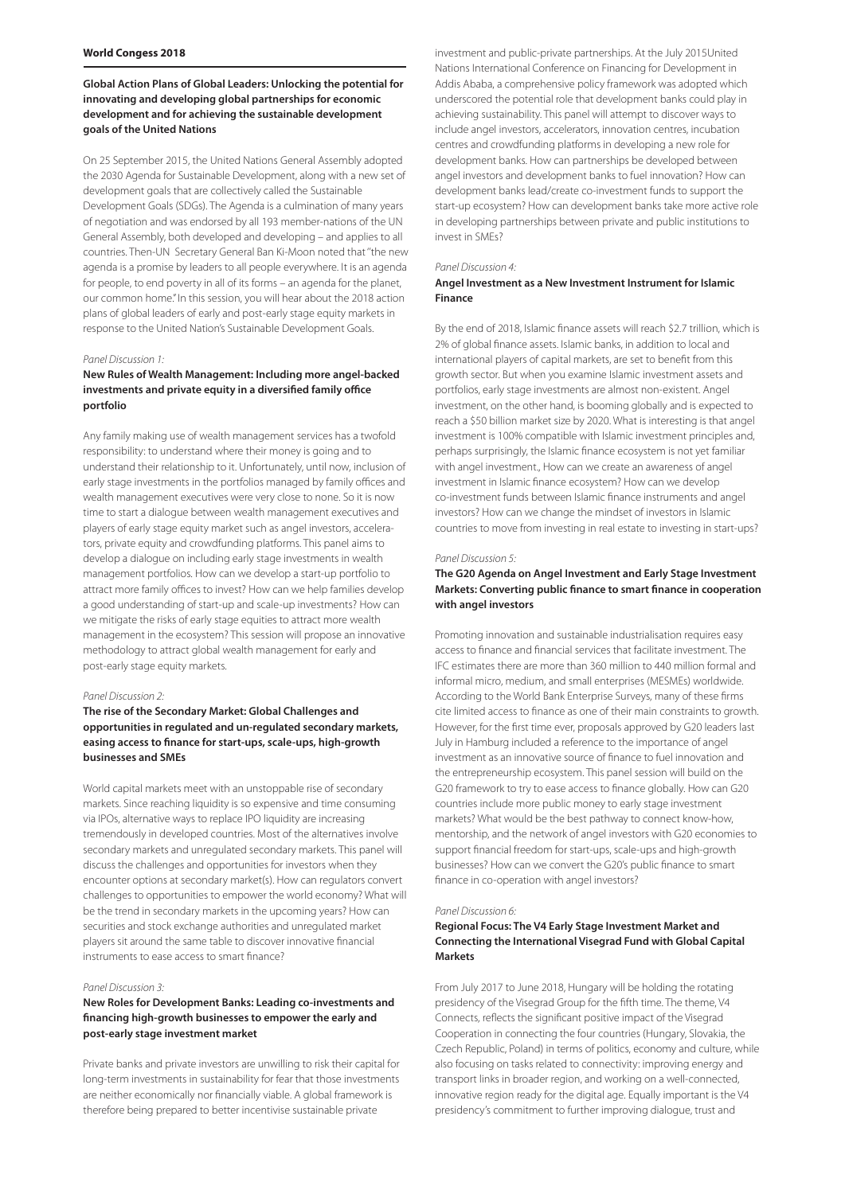**World Congress 2018**

### Global Action Plans of Global Leaders: Unlocking the potential for innovating and developing global partnerships for economic development and for achieving the sustainable development goals of the United Nations

On 25 September 2015, the United Nations General Assembly adopted the 2030 Agenda for Sustainable Development, along with a new set of development goals that are collectively called the Sustainable Development Goals (SDGs). The Agenda is a culmination of many years of negotiation and was endorsed by all 193 member-nations of the UN General Assembly, both developed and developing – and applies to all countries. Then-UN Secretary General Ban Ki-Moon noted that "the new agenda is a promise by leaders to all people everywhere. It is an agenda for people, to end poverty in all of its forms – an agenda for the planet, our common home." In this session, you will hear about the 2018 action plans of global leaders of early and post-early stage equity markets in response to the United Nation's Sustainable Development Goals.

*Panel Discussion 1:*

### New Rules of Wealth Management: Including more angel-backed investments and private equity in a diversified family office portfolio

Any family making use of wealth management services has a twofold responsibility: to understand where their money is going and to understand their relationship to it. Unfortunately, until now, inclusion of early stage investments in the portfolios managed by family offices and wealth management executives were very close to none. So it is now time to start a dialogue between wealth management executives and players of early stage equity market such as angel investors, accelerators, private equity and crowdfunding platforms. This panel aims to develop a dialogue on including early stage investments in wealth management portfolios. How can we develop a start-up portfolio to attract more family offices to invest? How can we help families develop a good understanding of start-up and scale-up investments? How can we mitigate the risks of early stage equities to attract more wealth management in the ecosystem? This session will propose an innovative methodology to attract global wealth management for early and post-early stage equity markets.

*Panel Discussion 2:*

### The rise of the Secondary Market: Global Challenges and opportunities in regulated and un-regulated secondary markets, easing access to finance for start-ups, scale-ups, high-growth businesses and SMEs

World capital markets meet with an unstoppable rise of secondary markets. Since reaching liquidity is so expensive and time consuming via IPOs, alternative ways to replace IPO liquidity are increasing tremendously in developed countries. Most of the alternatives involve secondary markets and unregulated secondary markets. This panel will discuss the challenges and opportunities for investors when they encounter options at secondary market(s). How can regulators convert challenges to opportunities to empower the world economy? What will be the trend in secondary markets in the upcoming years? How can securities and stock exchange authorities and unregulated market players sit around the same table to discover innovative financial instruments to ease access to smart finance?

*Panel Discussion 3:*

### New Roles for Development Banks: Leading co-investments and financing high-growth businesses to empower the early and post-early stage investment market

Private banks and private investors are unwilling to risk their capital for long-term investments in sustainability for fear that those investments are neither economically nor financially viable. A global framework is therefore being prepared to better incentivise sustainable private investment and public-private partnerships. At the July 2015United Nations International Conference on Financing for Development in Addis Ababa, a comprehensive policy framework was adopted which underscored the potential role that development banks could play in achieving sustainability. This panel will attempt to discover ways to include angel investors, accelerators, innovation centres, incubation centres and crowdfunding platforms in developing a new role for development banks. How can partnerships be developed between angel investors and development banks to fuel innovation? How can development banks lead/create co-investment funds to support the start-up ecosystem? How can development banks take more active role in developing partnerships between private and public institutions to invest in SMEs?

*Panel Discussion 4:*

### Angel Investment as a New Investment Instrument for Islamic Finance

By the end of 2018, Islamic finance assets will reach $2.7 trillion, which is 2% of global finance assets. Islamic banks, in addition to local and international players of capital markets, are set to benefit from this growth sector. But when you examine Islamic investment assets and portfolios, early stage investments are almost non-existent. Angel investment, on the other hand, is booming globally and is expected to reach a $50 billion market size by 2020. What is interesting is that angel investment is 100% compatible with Islamic investment principles and, perhaps surprisingly, the Islamic finance ecosystem is not yet familiar with angel investment., How can we create an awareness of angel investment in Islamic finance ecosystem? How can we develop co-investment funds between Islamic finance instruments and angel investors? How can we change the mindset of investors in Islamic countries to move from investing in real estate to investing in start-ups?

*Panel Discussion 5:*

### The G20 Agenda on Angel Investment and Early Stage Investment Markets: Converting public finance to smart finance in cooperation with angel investors

Promoting innovation and sustainable industrialisation requires easy access to finance and financial services that facilitate investment. The IFC estimates there are more than 360 million to 440 million formal and informal micro, medium, and small enterprises (MESMEs) worldwide. According to the World Bank Enterprise Surveys, many of these firms cite limited access to finance as one of their main constraints to growth. However, for the first time ever, proposals approved by G20 leaders last July in Hamburg included a reference to the importance of angel investment as an innovative source of finance to fuel innovation and the entrepreneurship ecosystem. This panel session will build on the G20 framework to try to ease access to finance globally. How can G20 countries include more public money to early stage investment markets? What would be the best pathway to connect know-how, mentorship, and the network of angel investors with G20 economies to support financial freedom for start-ups, scale-ups and high-growth businesses? How can we convert the G20's public finance to smart finance in co-operation with angel investors?

*Panel Discussion 6:*

### Regional Focus: The V4 Early Stage Investment Market and Connecting the International Visegrad Fund with Global Capital Markets

From July 2017 to June 2018, Hungary will be holding the rotating presidency of the Visegrad Group for the fifth time. The theme, V4 Connects, reflects the significant positive impact of the Visegrad Cooperation in connecting the four countries (Hungary, Slovakia, the Czech Republic, Poland) in terms of politics, economy and culture, while also focusing on tasks related to connectivity: improving energy and transport links in broader region, and working on a well-connected, innovative region ready for the digital age. Equally important is the V4 presidency's commitment to further improving dialogue, trust and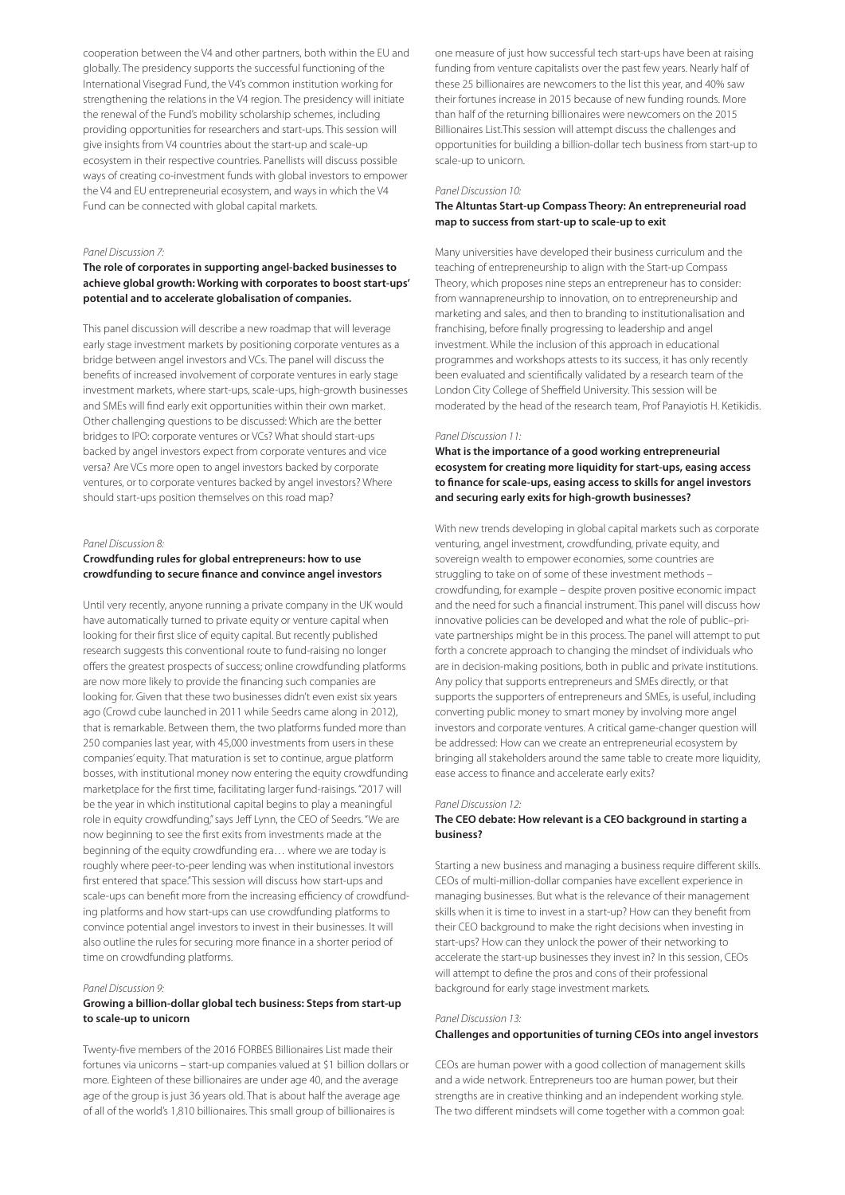cooperation between the V4 and other partners, both within the EU and globally. The presidency supports the successful functioning of the International Visegrad Fund, the V4's common institution working for strengthening the relations in the V4 region. The presidency will initiate the renewal of the Fund's mobility scholarship schemes, including providing opportunities for researchers and start-ups. This session will give insights from V4 countries about the start-up and scale-up ecosystem in their respective countries. Panellists will discuss possible ways of creating co-investment funds with global investors to empower the V4 and EU entrepreneurial ecosystem, and ways in which the V4 Fund can be connected with global capital markets.

*Panel Discussion 7:*

**The role of corporates in supporting angel-backed businesses to achieve global growth: Working with corporates to boost start-ups' potential and to accelerate globalisation of companies.**

This panel discussion will describe a new roadmap that will leverage early stage investment markets by positioning corporate ventures as a bridge between angel investors and VCs. The panel will discuss the benefits of increased involvement of corporate ventures in early stage investment markets, where start-ups, scale-ups, high-growth businesses and SMEs will find early exit opportunities within their own market. Other challenging questions to be discussed: Which are the better bridges to IPO: corporate ventures or VCs? What should start-ups backed by angel investors expect from corporate ventures and vice versa? Are VCs more open to angel investors backed by corporate ventures, or to corporate ventures backed by angel investors? Where should start-ups position themselves on this road map?

*Panel Discussion 8:*

**Crowdfunding rules for global entrepreneurs: how to use crowdfunding to secure finance and convince angel investors**

Until very recently, anyone running a private company in the UK would have automatically turned to private equity or venture capital when looking for their first slice of equity capital. But recently published research suggests this conventional route to fund-raising no longer offers the greatest prospects of success; online crowdfunding platforms are now more likely to provide the financing such companies are looking for. Given that these two businesses didn't even exist six years ago (Crowd cube launched in 2011 while Seedrs came along in 2012), that is remarkable. Between them, the two platforms funded more than 250 companies last year, with 45,000 investments from users in these companies' equity. That maturation is set to continue, argue platform bosses, with institutional money now entering the equity crowdfunding marketplace for the first time, facilitating larger fund-raisings. "2017 will be the year in which institutional capital begins to play a meaningful role in equity crowdfunding," says Jeff Lynn, the CEO of Seedrs. "We are now beginning to see the first exits from investments made at the beginning of the equity crowdfunding era… where we are today is roughly where peer-to-peer lending was when institutional investors first entered that space." This session will discuss how start-ups and scale-ups can benefit more from the increasing efficiency of crowdfunding platforms and how start-ups can use crowdfunding platforms to convince potential angel investors to invest in their businesses. It will also outline the rules for securing more finance in a shorter period of time on crowdfunding platforms.

*Panel Discussion 9:*

**Growing a billion-dollar global tech business: Steps from start-up to scale-up to unicorn**

Twenty-five members of the 2016 FORBES Billionaires List made their fortunes via unicorns – start-up companies valued at $1 billion dollars or more. Eighteen of these billionaires are under age 40, and the average age of the group is just 36 years old. That is about half the average age of all of the world's 1,810 billionaires. This small group of billionaires is one measure of just how successful tech start-ups have been at raising funding from venture capitalists over the past few years. Nearly half of these 25 billionaires are newcomers to the list this year, and 40% saw their fortunes increase in 2015 because of new funding rounds. More than half of the returning billionaires were newcomers on the 2015 Billionaires List.This session will attempt discuss the challenges and opportunities for building a billion-dollar tech business from start-up to scale-up to unicorn.

*Panel Discussion 10:*

**The Altuntas Start-up Compass Theory: An entrepreneurial road map to success from start-up to scale-up to exit**

Many universities have developed their business curriculum and the teaching of entrepreneurship to align with the Start-up Compass Theory, which proposes nine steps an entrepreneur has to consider: from wannapreneurship to innovation, on to entrepreneurship and marketing and sales, and then to branding to institutionalisation and franchising, before finally progressing to leadership and angel investment. While the inclusion of this approach in educational programmes and workshops attests to its success, it has only recently been evaluated and scientifically validated by a research team of the London City College of Sheffield University. This session will be moderated by the head of the research team, Prof Panayiotis H. Ketikidis.

*Panel Discussion 11:*

**What is the importance of a good working entrepreneurial ecosystem for creating more liquidity for start-ups, easing access to finance for scale-ups, easing access to skills for angel investors and securing early exits for high-growth businesses?**

With new trends developing in global capital markets such as corporate venturing, angel investment, crowdfunding, private equity, and sovereign wealth to empower economies, some countries are struggling to take on of some of these investment methods – crowdfunding, for example – despite proven positive economic impact and the need for such a financial instrument. This panel will discuss how innovative policies can be developed and what the role of public–private partnerships might be in this process. The panel will attempt to put forth a concrete approach to changing the mindset of individuals who are in decision-making positions, both in public and private institutions. Any policy that supports entrepreneurs and SMEs directly, or that supports the supporters of entrepreneurs and SMEs, is useful, including converting public money to smart money by involving more angel investors and corporate ventures. A critical game-changer question will be addressed: How can we create an entrepreneurial ecosystem by bringing all stakeholders around the same table to create more liquidity, ease access to finance and accelerate early exits?

*Panel Discussion 12:*

**The CEO debate: How relevant is a CEO background in starting a business?**

Starting a new business and managing a business require different skills. CEOs of multi-million-dollar companies have excellent experience in managing businesses. But what is the relevance of their management skills when it is time to invest in a start-up? How can they benefit from their CEO background to make the right decisions when investing in start-ups? How can they unlock the power of their networking to accelerate the start-up businesses they invest in? In this session, CEOs will attempt to define the pros and cons of their professional background for early stage investment markets.

*Panel Discussion 13:*

**Challenges and opportunities of turning CEOs into angel investors**

CEOs are human power with a good collection of management skills and a wide network. Entrepreneurs too are human power, but their strengths are in creative thinking and an independent working style. The two different mindsets will come together with a common goal: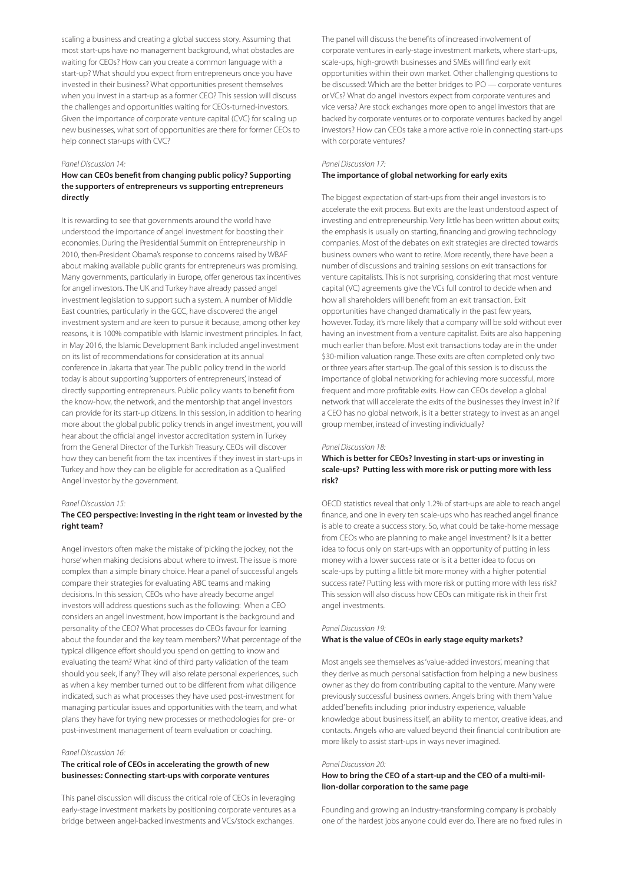scaling a business and creating a global success story. Assuming that most start-ups have no management background, what obstacles are waiting for CEOs? How can you create a common language with a start-up? What should you expect from entrepreneurs once you have invested in their business? What opportunities present themselves when you invest in a start-up as a former CEO? This session will discuss the challenges and opportunities waiting for CEOs-turned-investors. Given the importance of corporate venture capital (CVC) for scaling up new businesses, what sort of opportunities are there for former CEOs to help connect star-ups with CVC?

*Panel Discussion 14:*

**How can CEOs benefit from changing public policy? Supporting the supporters of entrepreneurs vs supporting entrepreneurs directly**

It is rewarding to see that governments around the world have understood the importance of angel investment for boosting their economies. During the Presidential Summit on Entrepreneurship in 2010, then-President Obama's response to concerns raised by WBAF about making available public grants for entrepreneurs was promising. Many governments, particularly in Europe, offer generous tax incentives for angel investors. The UK and Turkey have already passed angel investment legislation to support such a system. A number of Middle East countries, particularly in the GCC, have discovered the angel investment system and are keen to pursue it because, among other key reasons, it is 100% compatible with Islamic investment principles. In fact, in May 2016, the Islamic Development Bank included angel investment on its list of recommendations for consideration at its annual conference in Jakarta that year. The public policy trend in the world today is about supporting 'supporters of entrepreneurs', instead of directly supporting entrepreneurs. Public policy wants to benefit from the know-how, the network, and the mentorship that angel investors can provide for its start-up citizens. In this session, in addition to hearing more about the global public policy trends in angel investment, you will hear about the official angel investor accreditation system in Turkey from the General Director of the Turkish Treasury. CEOs will discover how they can benefit from the tax incentives if they invest in start-ups in Turkey and how they can be eligible for accreditation as a Qualified Angel Investor by the government.

*Panel Discussion 15:*

**The CEO perspective: Investing in the right team or invested by the right team?**

Angel investors often make the mistake of 'picking the jockey, not the horse' when making decisions about where to invest. The issue is more complex than a simple binary choice. Hear a panel of successful angels compare their strategies for evaluating ABC teams and making decisions. In this session, CEOs who have already become angel investors will address questions such as the following: When a CEO considers an angel investment, how important is the background and personality of the CEO? What processes do CEOs favour for learning about the founder and the key team members? What percentage of the typical diligence effort should you spend on getting to know and evaluating the team? What kind of third party validation of the team should you seek, if any? They will also relate personal experiences, such as when a key member turned out to be different from what diligence indicated, such as what processes they have used post-investment for managing particular issues and opportunities with the team, and what plans they have for trying new processes or methodologies for pre- or post-investment management of team evaluation or coaching.

*Panel Discussion 16:*

**The critical role of CEOs in accelerating the growth of new businesses: Connecting start-ups with corporate ventures**

This panel discussion will discuss the critical role of CEOs in leveraging early-stage investment markets by positioning corporate ventures as a bridge between angel-backed investments and VCs/stock exchanges. The panel will discuss the benefits of increased involvement of corporate ventures in early-stage investment markets, where start-ups, scale-ups, high-growth businesses and SMEs will find early exit opportunities within their own market. Other challenging questions to be discussed: Which are the better bridges to IPO — corporate ventures or VCs? What do angel investors expect from corporate ventures and vice versa? Are stock exchanges more open to angel investors that are backed by corporate ventures or to corporate ventures backed by angel investors? How can CEOs take a more active role in connecting start-ups with corporate ventures?

*Panel Discussion 17:*

**The importance of global networking for early exits**

The biggest expectation of start-ups from their angel investors is to accelerate the exit process. But exits are the least understood aspect of investing and entrepreneurship. Very little has been written about exits; the emphasis is usually on starting, financing and growing technology companies. Most of the debates on exit strategies are directed towards business owners who want to retire. More recently, there have been a number of discussions and training sessions on exit transactions for venture capitalists. This is not surprising, considering that most venture capital (VC) agreements give the VCs full control to decide when and how all shareholders will benefit from an exit transaction. Exit opportunities have changed dramatically in the past few years, however. Today, it's more likely that a company will be sold without ever having an investment from a venture capitalist. Exits are also happening much earlier than before. Most exit transactions today are in the under $30-million valuation range. These exits are often completed only two or three years after start-up. The goal of this session is to discuss the importance of global networking for achieving more successful, more frequent and more profitable exits. How can CEOs develop a global network that will accelerate the exits of the businesses they invest in? If a CEO has no global network, is it a better strategy to invest as an angel group member, instead of investing individually?

*Panel Discussion 18:*

**Which is better for CEOs? Investing in start-ups or investing in scale-ups? Putting less with more risk or putting more with less risk?**

OECD statistics reveal that only 1.2% of start-ups are able to reach angel finance, and one in every ten scale-ups who has reached angel finance is able to create a success story. So, what could be take-home message from CEOs who are planning to make angel investment? Is it a better idea to focus only on start-ups with an opportunity of putting in less money with a lower success rate or is it a better idea to focus on scale-ups by putting a little bit more money with a higher potential success rate? Putting less with more risk or putting more with less risk? This session will also discuss how CEOs can mitigate risk in their first angel investments.

*Panel Discussion 19:*

**What is the value of CEOs in early stage equity markets?**

Most angels see themselves as 'value-added investors', meaning that they derive as much personal satisfaction from helping a new business owner as they do from contributing capital to the venture. Many were previously successful business owners. Angels bring with them 'value added' benefits including prior industry experience, valuable knowledge about business itself, an ability to mentor, creative ideas, and contacts. Angels who are valued beyond their financial contribution are more likely to assist start-ups in ways never imagined.

*Panel Discussion 20:*

**How to bring the CEO of a start-up and the CEO of a multi-million-dollar corporation to the same page**

Founding and growing an industry-transforming company is probably one of the hardest jobs anyone could ever do. There are no fixed rules in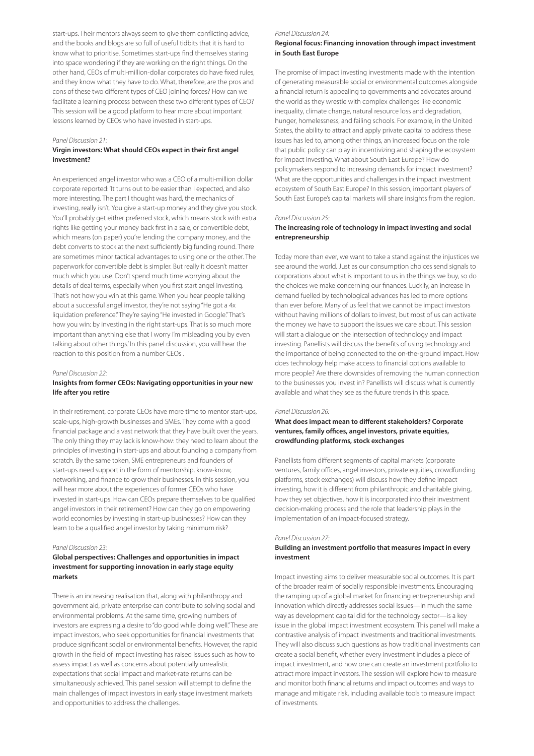start-ups. Their mentors always seem to give them conflicting advice, and the books and blogs are so full of useful tidbits that it is hard to know what to prioritise. Sometimes start-ups find themselves staring into space wondering if they are working on the right things. On the other hand, CEOs of multi-million-dollar corporates do have fixed rules, and they know what they have to do. What, therefore, are the pros and cons of these two different types of CEO joining forces? How can we facilitate a learning process between these two different types of CEO? This session will be a good platform to hear more about important lessons learned by CEOs who have invested in start-ups.

*Panel Discussion 21:*

**Virgin investors: What should CEOs expect in their first angel investment?**

An experienced angel investor who was a CEO of a multi-million dollar corporate reported: 'It turns out to be easier than I expected, and also more interesting. The part I thought was hard, the mechanics of investing, really isn't. You give a start-up money and they give you stock. You'll probably get either preferred stock, which means stock with extra rights like getting your money back first in a sale, or convertible debt, which means (on paper) you're lending the company money, and the debt converts to stock at the next sufficiently big funding round. There are sometimes minor tactical advantages to using one or the other. The paperwork for convertible debt is simpler. But really it doesn't matter much which you use. Don't spend much time worrying about the details of deal terms, especially when you first start angel investing. That's not how you win at this game. When you hear people talking about a successful angel investor, they're not saying "He got a 4x liquidation preference." They're saying "He invested in Google." That's how you win: by investing in the right start-ups. That is so much more important than anything else that I worry I'm misleading you by even talking about other things.' In this panel discussion, you will hear the reaction to this position from a number CEOs .

*Panel Discussion 22:*

**Insights from former CEOs: Navigating opportunities in your new life after you retire**

In their retirement, corporate CEOs have more time to mentor start-ups, scale-ups, high-growth businesses and SMEs. They come with a good financial package and a vast network that they have built over the years. The only thing they may lack is know-how: they need to learn about the principles of investing in start-ups and about founding a company from scratch. By the same token, SME entrepreneurs and founders of start-ups need support in the form of mentorship, know-know, networking, and finance to grow their businesses. In this session, you will hear more about the experiences of former CEOs who have invested in start-ups. How can CEOs prepare themselves to be qualified angel investors in their retirement? How can they go on empowering world economies by investing in start-up businesses? How can they learn to be a qualified angel investor by taking minimum risk?

*Panel Discussion 23:*

**Global perspectives: Challenges and opportunities in impact investment for supporting innovation in early stage equity markets**

There is an increasing realisation that, along with philanthropy and government aid, private enterprise can contribute to solving social and environmental problems. At the same time, growing numbers of investors are expressing a desire to "do good while doing well." These are impact investors, who seek opportunities for financial investments that produce significant social or environmental benefits. However, the rapid growth in the field of impact investing has raised issues such as how to assess impact as well as concerns about potentially unrealistic expectations that social impact and market-rate returns can be simultaneously achieved. This panel session will attempt to define the main challenges of impact investors in early stage investment markets and opportunities to address the challenges.

*Panel Discussion 24:*

**Regional focus: Financing innovation through impact investment in South East Europe**

The promise of impact investing investments made with the intention of generating measurable social or environmental outcomes alongside a financial return is appealing to governments and advocates around the world as they wrestle with complex challenges like economic inequality, climate change, natural resource loss and degradation, hunger, homelessness, and failing schools. For example, in the United States, the ability to attract and apply private capital to address these issues has led to, among other things, an increased focus on the role that public policy can play in incentivizing and shaping the ecosystem for impact investing. What about South East Europe? How do policymakers respond to increasing demands for impact investment? What are the opportunities and challenges in the impact investment ecosystem of South East Europe? In this session, important players of South East Europe's capital markets will share insights from the region.

*Panel Discussion 25:*

**The increasing role of technology in impact investing and social entrepreneurship**

Today more than ever, we want to take a stand against the injustices we see around the world. Just as our consumption choices send signals to corporations about what is important to us in the things we buy, so do the choices we make concerning our finances. Luckily, an increase in demand fuelled by technological advances has led to more options than ever before. Many of us feel that we cannot be impact investors without having millions of dollars to invest, but most of us can activate the money we have to support the issues we care about. This session will start a dialogue on the intersection of technology and impact investing. Panellists will discuss the benefits of using technology and the importance of being connected to the on-the-ground impact. How does technology help make access to financial options available to more people? Are there downsides of removing the human connection to the businesses you invest in? Panellists will discuss what is currently available and what they see as the future trends in this space.

*Panel Discussion 26:*

**What does impact mean to different stakeholders? Corporate ventures, family offices, angel investors, private equities, crowdfunding platforms, stock exchanges**

Panellists from different segments of capital markets (corporate ventures, family offices, angel investors, private equities, crowdfunding platforms, stock exchanges) will discuss how they define impact investing, how it is different from philanthropic and charitable giving, how they set objectives, how it is incorporated into their investment decision-making process and the role that leadership plays in the implementation of an impact-focused strategy.

*Panel Discussion 27:*

**Building an investment portfolio that measures impact in every investment**

Impact investing aims to deliver measurable social outcomes. It is part of the broader realm of socially responsible investments. Encouraging the ramping up of a global market for financing entrepreneurship and innovation which directly addresses social issues—in much the same way as development capital did for the technology sector—is a key issue in the global impact investment ecosystem. This panel will make a contrastive analysis of impact investments and traditional investments. They will also discuss such questions as how traditional investments can create a social benefit, whether every investment includes a piece of impact investment, and how one can create an investment portfolio to attract more impact investors. The session will explore how to measure and monitor both financial returns and impact outcomes and ways to manage and mitigate risk, including available tools to measure impact of investments.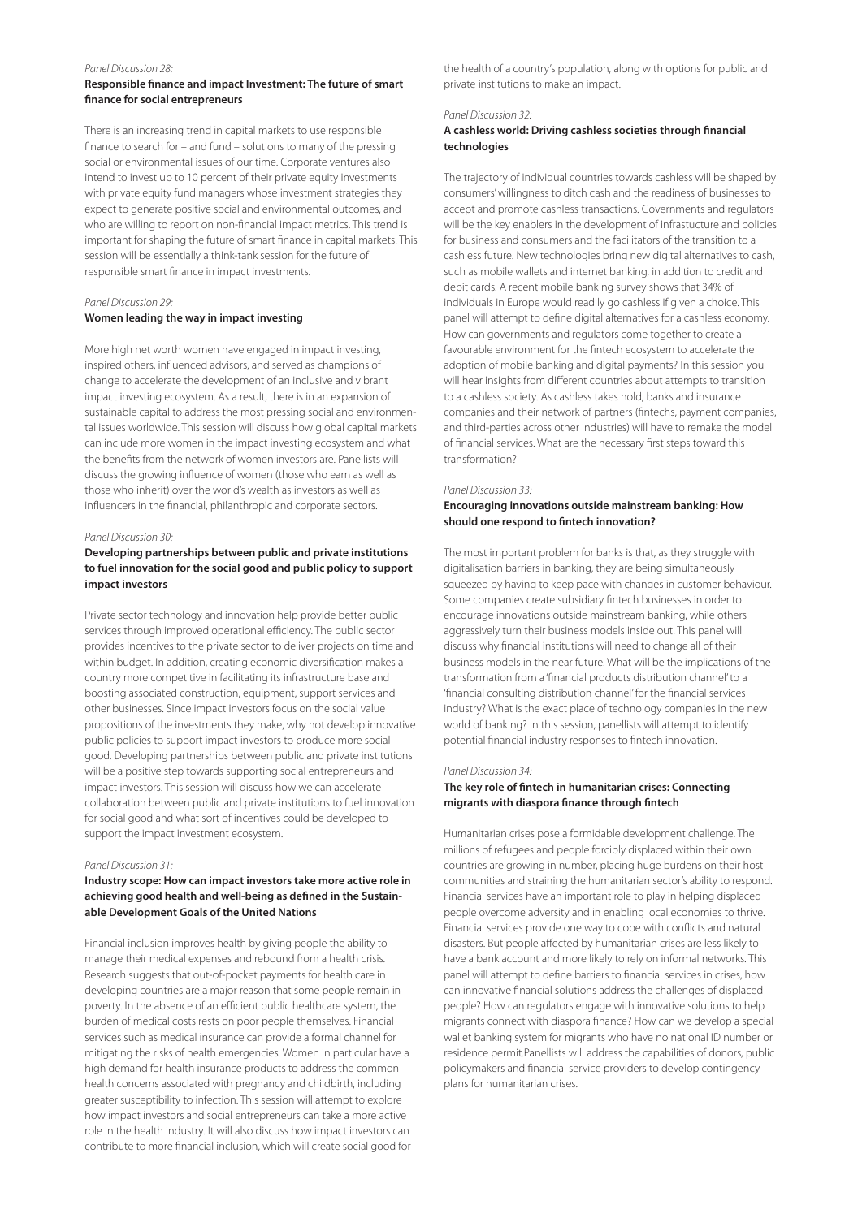*Panel Discussion 28:*

**Responsible finance and impact Investment: The future of smart finance for social entrepreneurs**

There is an increasing trend in capital markets to use responsible finance to search for – and fund – solutions to many of the pressing social or environmental issues of our time. Corporate ventures also intend to invest up to 10 percent of their private equity investments with private equity fund managers whose investment strategies they expect to generate positive social and environmental outcomes, and who are willing to report on non-financial impact metrics. This trend is important for shaping the future of smart finance in capital markets. This session will be essentially a think-tank session for the future of responsible smart finance in impact investments.

*Panel Discussion 29:*

**Women leading the way in impact investing**

More high net worth women have engaged in impact investing, inspired others, influenced advisors, and served as champions of change to accelerate the development of an inclusive and vibrant impact investing ecosystem. As a result, there is in an expansion of sustainable capital to address the most pressing social and environmental issues worldwide. This session will discuss how global capital markets can include more women in the impact investing ecosystem and what the benefits from the network of women investors are. Panellists will discuss the growing influence of women (those who earn as well as those who inherit) over the world's wealth as investors as well as influencers in the financial, philanthropic and corporate sectors.

*Panel Discussion 30:*

**Developing partnerships between public and private institutions to fuel innovation for the social good and public policy to support impact investors**

Private sector technology and innovation help provide better public services through improved operational efficiency. The public sector provides incentives to the private sector to deliver projects on time and within budget. In addition, creating economic diversification makes a country more competitive in facilitating its infrastructure base and boosting associated construction, equipment, support services and other businesses. Since impact investors focus on the social value propositions of the investments they make, why not develop innovative public policies to support impact investors to produce more social good. Developing partnerships between public and private institutions will be a positive step towards supporting social entrepreneurs and impact investors. This session will discuss how we can accelerate collaboration between public and private institutions to fuel innovation for social good and what sort of incentives could be developed to support the impact investment ecosystem.

*Panel Discussion 31:*

**Industry scope: How can impact investors take more active role in achieving good health and well-being as defined in the Sustainable Development Goals of the United Nations**

Financial inclusion improves health by giving people the ability to manage their medical expenses and rebound from a health crisis. Research suggests that out-of-pocket payments for health care in developing countries are a major reason that some people remain in poverty. In the absence of an efficient public healthcare system, the burden of medical costs rests on poor people themselves. Financial services such as medical insurance can provide a formal channel for mitigating the risks of health emergencies. Women in particular have a high demand for health insurance products to address the common health concerns associated with pregnancy and childbirth, including greater susceptibility to infection. This session will attempt to explore how impact investors and social entrepreneurs can take a more active role in the health industry. It will also discuss how impact investors can contribute to more financial inclusion, which will create social good for the health of a country's population, along with options for public and private institutions to make an impact.

*Panel Discussion 32:*

**A cashless world: Driving cashless societies through financial technologies**

The trajectory of individual countries towards cashless will be shaped by consumers' willingness to ditch cash and the readiness of businesses to accept and promote cashless transactions. Governments and regulators will be the key enablers in the development of infrastucture and policies for business and consumers and the facilitators of the transition to a cashless future. New technologies bring new digital alternatives to cash, such as mobile wallets and internet banking, in addition to credit and debit cards. A recent mobile banking survey shows that 34% of individuals in Europe would readily go cashless if given a choice. This panel will attempt to define digital alternatives for a cashless economy. How can governments and regulators come together to create a favourable environment for the fintech ecosystem to accelerate the adoption of mobile banking and digital payments? In this session you will hear insights from different countries about attempts to transition to a cashless society. As cashless takes hold, banks and insurance companies and their network of partners (fintechs, payment companies, and third-parties across other industries) will have to remake the model of financial services. What are the necessary first steps toward this transformation?

*Panel Discussion 33:*

**Encouraging innovations outside mainstream banking: How should one respond to fintech innovation?**

The most important problem for banks is that, as they struggle with digitalisation barriers in banking, they are being simultaneously squeezed by having to keep pace with changes in customer behaviour. Some companies create subsidiary fintech businesses in order to encourage innovations outside mainstream banking, while others aggressively turn their business models inside out. This panel will discuss why financial institutions will need to change all of their business models in the near future. What will be the implications of the transformation from a 'financial products distribution channel' to a 'financial consulting distribution channel' for the financial services industry? What is the exact place of technology companies in the new world of banking? In this session, panellists will attempt to identify potential financial industry responses to fintech innovation.

*Panel Discussion 34:*

**The key role of fintech in humanitarian crises: Connecting migrants with diaspora finance through fintech**

Humanitarian crises pose a formidable development challenge. The millions of refugees and people forcibly displaced within their own countries are growing in number, placing huge burdens on their host communities and straining the humanitarian sector's ability to respond. Financial services have an important role to play in helping displaced people overcome adversity and in enabling local economies to thrive. Financial services provide one way to cope with conflicts and natural disasters. But people affected by humanitarian crises are less likely to have a bank account and more likely to rely on informal networks. This panel will attempt to define barriers to financial services in crises, how can innovative financial solutions address the challenges of displaced people? How can regulators engage with innovative solutions to help migrants connect with diaspora finance? How can we develop a special wallet banking system for migrants who have no national ID number or residence permit.Panellists will address the capabilities of donors, public policymakers and financial service providers to develop contingency plans for humanitarian crises.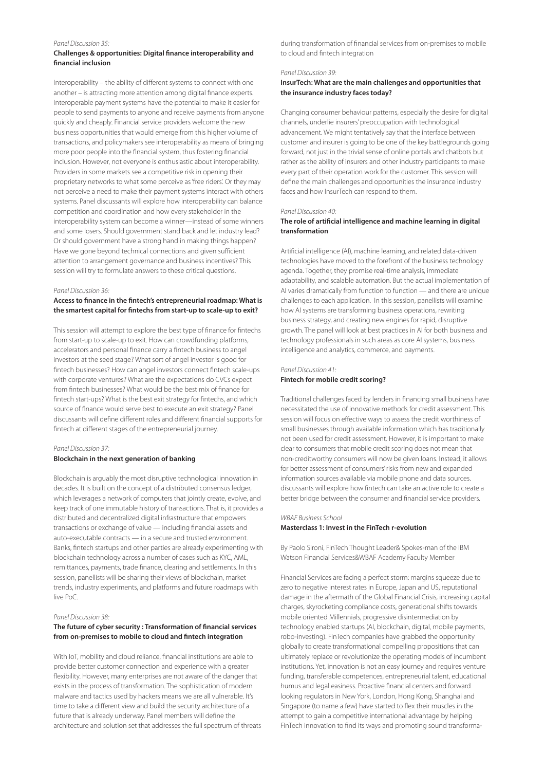*Panel Discussion 35:*

### Challenges & opportunities: Digital finance interoperability and financial inclusion

Interoperability – the ability of different systems to connect with one another – is attracting more attention among digital finance experts. Interoperable payment systems have the potential to make it easier for people to send payments to anyone and receive payments from anyone quickly and cheaply. Financial service providers welcome the new business opportunities that would emerge from this higher volume of transactions, and policymakers see interoperability as means of bringing more poor people into the financial system, thus fostering financial inclusion. However, not everyone is enthusiastic about interoperability. Providers in some markets see a competitive risk in opening their proprietary networks to what some perceive as 'free riders'. Or they may not perceive a need to make their payment systems interact with others systems. Panel discussants will explore how interoperability can balance competition and coordination and how every stakeholder in the interoperability system can become a winner—instead of some winners and some losers. Should government stand back and let industry lead? Or should government have a strong hand in making things happen? Have we gone beyond technical connections and given sufficient attention to arrangement governance and business incentives? This session will try to formulate answers to these critical questions.

*Panel Discussion 36:*

### Access to finance in the fintech's entrepreneurial roadmap: What is the smartest capital for fintechs from start-up to scale-up to exit?

This session will attempt to explore the best type of finance for fintechs from start-up to scale-up to exit. How can crowdfunding platforms, accelerators and personal finance carry a fintech business to angel investors at the seed stage? What sort of angel investor is good for fintech businesses? How can angel investors connect fintech scale-ups with corporate ventures? What are the expectations do CVCs expect from fintech businesses? What would be the best mix of finance for fintech start-ups? What is the best exit strategy for fintechs, and which source of finance would serve best to execute an exit strategy? Panel discussants will define different roles and different financial supports for fintech at different stages of the entrepreneurial journey.

*Panel Discussion 37:*

### Blockchain in the next generation of banking

Blockchain is arguably the most disruptive technological innovation in decades. It is built on the concept of a distributed consensus ledger, which leverages a network of computers that jointly create, evolve, and keep track of one immutable history of transactions. That is, it provides a distributed and decentralized digital infrastructure that empowers transactions or exchange of value — including financial assets and auto-executable contracts — in a secure and trusted environment. Banks, fintech startups and other parties are already experimenting with blockchain technology across a number of cases such as KYC, AML, remittances, payments, trade finance, clearing and settlements. In this session, panellists will be sharing their views of blockchain, market trends, industry experiments, and platforms and future roadmaps with live PoC.

*Panel Discussion 38:*

### The future of cyber security : Transformation of financial services from on-premises to mobile to cloud and fintech integration

With IoT, mobility and cloud reliance, financial institutions are able to provide better customer connection and experience with a greater flexibility. However, many enterprises are not aware of the danger that exists in the process of transformation. The sophistication of modern malware and tactics used by hackers means we are all vulnerable. It's time to take a different view and build the security architecture of a future that is already underway. Panel members will define the architecture and solution set that addresses the full spectrum of threats during transformation of financial services from on-premises to mobile to cloud and fintech integration

*Panel Discussion 39:*

### InsurTech: What are the main challenges and opportunities that the insurance industry faces today?

Changing consumer behaviour patterns, especially the desire for digital channels, underlie insurers' preoccupation with technological advancement. We might tentatively say that the interface between customer and insurer is going to be one of the key battlegrounds going forward, not just in the trivial sense of online portals and chatbots but rather as the ability of insurers and other industry participants to make every part of their operation work for the customer. This session will define the main challenges and opportunities the insurance industry faces and how InsurTech can respond to them.

*Panel Discussion 40:*

### The role of artificial intelligence and machine learning in digital transformation

Artificial intelligence (AI), machine learning, and related data-driven technologies have moved to the forefront of the business technology agenda. Together, they promise real-time analysis, immediate adaptability, and scalable automation. But the actual implementation of AI varies dramatically from function to function — and there are unique challenges to each application. In this session, panellists will examine how AI systems are transforming business operations, rewriting business strategy, and creating new engines for rapid, disruptive growth. The panel will look at best practices in AI for both business and technology professionals in such areas as core AI systems, business intelligence and analytics, commerce, and payments.

*Panel Discussion 41:*

### Fintech for mobile credit scoring?

Traditional challenges faced by lenders in financing small business have necessitated the use of innovative methods for credit assessment. This session will focus on effective ways to assess the credit worthiness of small businesses through available information which has traditionally not been used for credit assessment. However, it is important to make clear to consumers that mobile credit scoring does not mean that non-creditworthy consumers will now be given loans. Instead, it allows for better assessment of consumers' risks from new and expanded information sources available via mobile phone and data sources. discussants will explore how fintech can take an active role to create a better bridge between the consumer and financial service providers.

*WBAF Business School*

### Masterclass 1: Invest in the FinTech r-evolution

By Paolo Sironi, FinTech Thought Leader& Spokes-man of the IBM Watson Financial Services&WBAF Academy Faculty Member

Financial Services are facing a perfect storm: margins squeeze due to zero to negative interest rates in Europe, Japan and US, reputational damage in the aftermath of the Global Financial Crisis, increasing capital charges, skyrocketing compliance costs, generational shifts towards mobile oriented Millennials, progressive disintermediation by technology enabled startups (AI, blockchain, digital, mobile payments, robo-investing). FinTech companies have grabbed the opportunity globally to create transformational compelling propositions that can ultimately replace or revolutionize the operating models of incumbent institutions. Yet, innovation is not an easy journey and requires venture funding, transferable competences, entrepreneurial talent, educational humus and legal easiness. Proactive financial centers and forward looking regulators in New York, London, Hong Kong, Shanghai and Singapore (to name a few) have started to flex their muscles in the attempt to gain a competitive international advantage by helping FinTech innovation to find its ways and promoting sound transforma-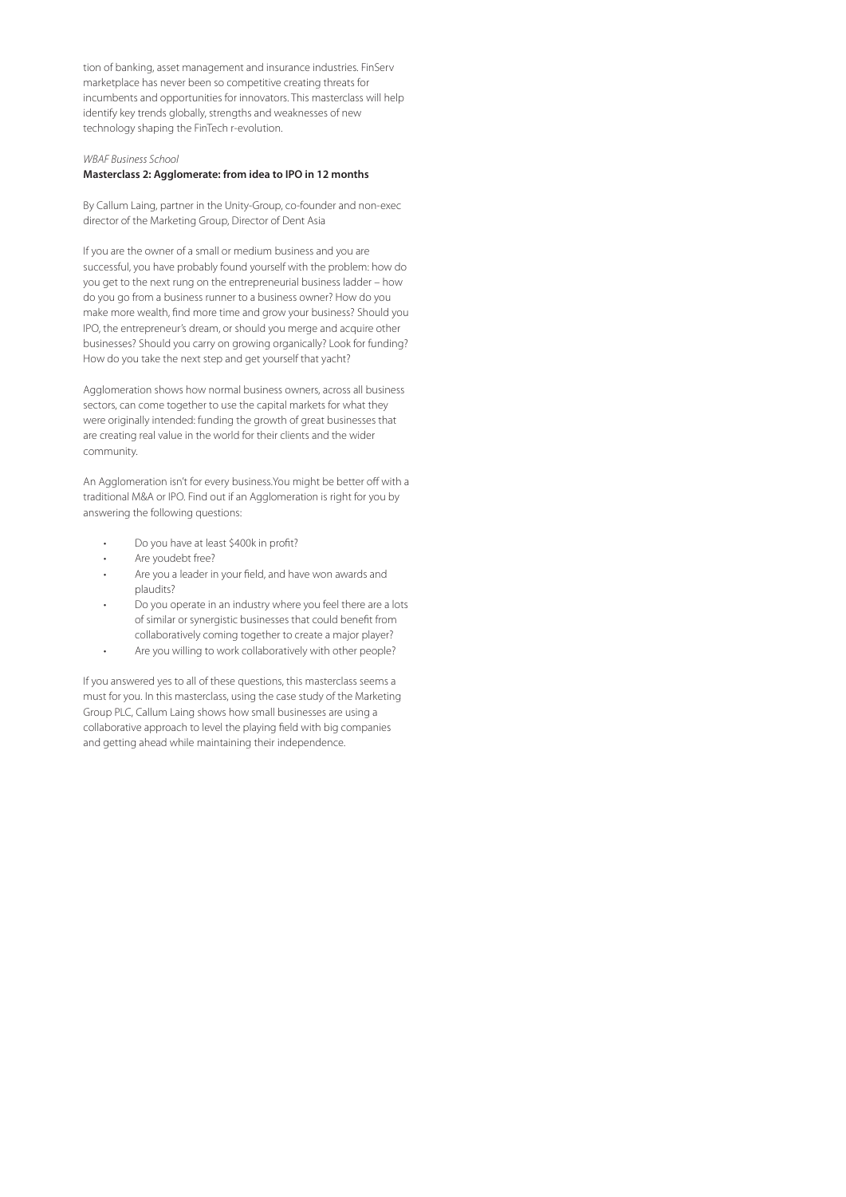tion of banking, asset management and insurance industries. FinServ marketplace has never been so competitive creating threats for incumbents and opportunities for innovators. This masterclass will help identify key trends globally, strengths and weaknesses of new technology shaping the FinTech r-evolution.

*WBAF Business School*

**Masterclass 2: Agglomerate: from idea to IPO in 12 months**

By Callum Laing, partner in the Unity-Group, co-founder and non-exec director of the Marketing Group, Director of Dent Asia

If you are the owner of a small or medium business and you are successful, you have probably found yourself with the problem: how do you get to the next rung on the entrepreneurial business ladder – how do you go from a business runner to a business owner? How do you make more wealth, find more time and grow your business? Should you IPO, the entrepreneur's dream, or should you merge and acquire other businesses? Should you carry on growing organically? Look for funding? How do you take the next step and get yourself that yacht?

Agglomeration shows how normal business owners, across all business sectors, can come together to use the capital markets for what they were originally intended: funding the growth of great businesses that are creating real value in the world for their clients and the wider community.

An Agglomeration isn't for every business.You might be better off with a traditional M&A or IPO. Find out if an Agglomeration is right for you by answering the following questions:

- Do you have at least $400k in profit?
- Are youdebt free?
- Are you a leader in your field, and have won awards and plaudits?
- Do you operate in an industry where you feel there are a lots of similar or synergistic businesses that could benefit from collaboratively coming together to create a major player?
- Are you willing to work collaboratively with other people?

If you answered yes to all of these questions, this masterclass seems a must for you. In this masterclass, using the case study of the Marketing Group PLC, Callum Laing shows how small businesses are using a collaborative approach to level the playing field with big companies and getting ahead while maintaining their independence.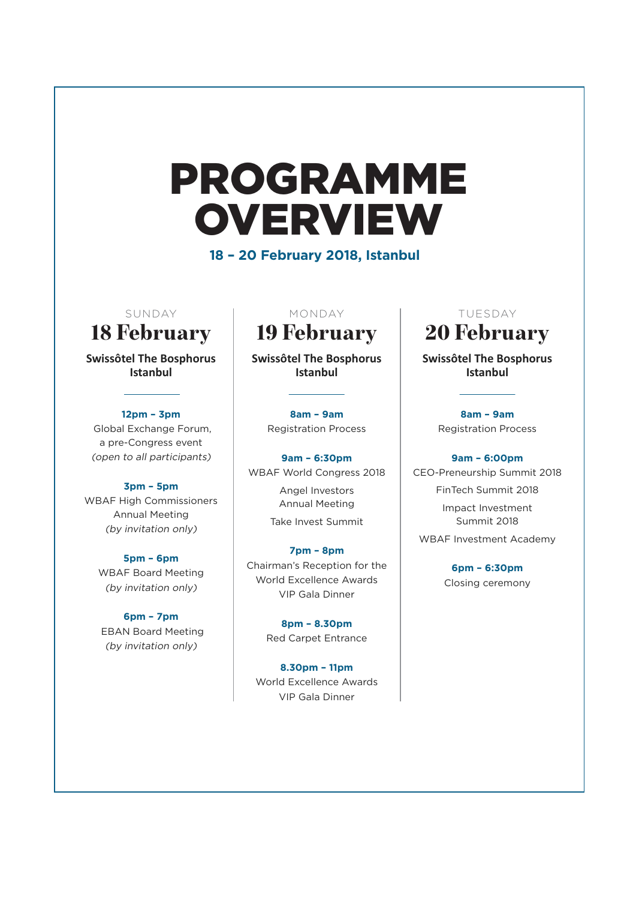# PROGRAMME OVERVIEW

**18 – 20 February 2018, Istanbul**

SUNDAY

## 18 February

**Swissôtel The Bosphorus Istanbul**

**12pm – 3pm**
Global Exchange Forum, a pre-Congress event
*(open to all participants)*

**3pm – 5pm**
WBAF High Commissioners Annual Meeting
*(by invitation only)*

**5pm – 6pm**
WBAF Board Meeting
*(by invitation only)*

**6pm – 7pm**
EBAN Board Meeting
*(by invitation only)*

MONDAY

## 19 February

**Swissôtel The Bosphorus Istanbul**

**8am – 9am**
Registration Process

**9am – 6:30pm**
WBAF World Congress 2018

Angel Investors Annual Meeting

Take Invest Summit

**7pm – 8pm**
Chairman's Reception for the World Excellence Awards VIP Gala Dinner

**8pm – 8.30pm**
Red Carpet Entrance

**8.30pm – 11pm**
World Excellence Awards VIP Gala Dinner

TUESDAY

## 20 February

**Swissôtel The Bosphorus Istanbul**

**8am – 9am**
Registration Process

**9am – 6:00pm**
CEO-Preneurship Summit 2018

FinTech Summit 2018

Impact Investment Summit 2018

WBAF Investment Academy

**6pm – 6:30pm**
Closing ceremony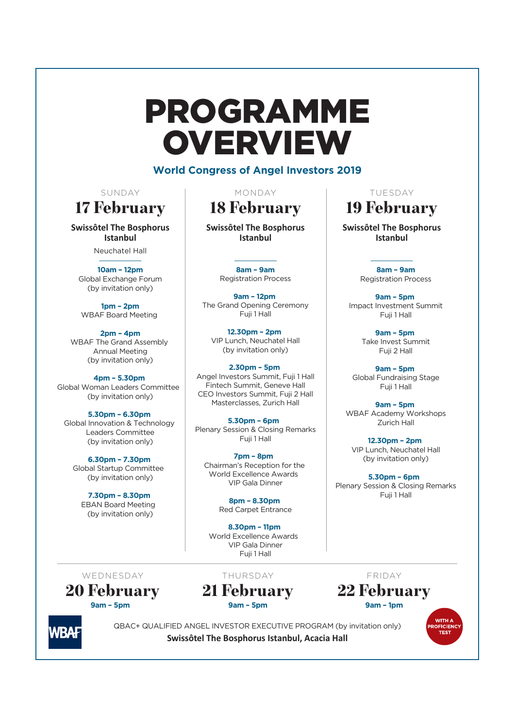# PROGRAMME OVERVIEW

## World Congress of Angel Investors 2019

### SUNDAY 17 February

**Swissôtel The Bosphorus Istanbul**

Neuchatel Hall

**10am – 12pm**
Global Exchange Forum
(by invitation only)

**1pm – 2pm**
WBAF Board Meeting

**2pm – 4pm**
WBAF The Grand Assembly
Annual Meeting
(by invitation only)

**4pm – 5.30pm**
Global Woman Leaders Committee
(by invitation only)

**5.30pm – 6.30pm**
Global Innovation & Technology Leaders Committee
(by invitation only)

**6.30pm – 7.30pm**
Global Startup Committee
(by invitation only)

**7.30pm – 8.30pm**
EBAN Board Meeting
(by invitation only)

### MONDAY 18 February

**Swissôtel The Bosphorus Istanbul**

**8am – 9am**
Registration Process

**9am – 12pm**
The Grand Opening Ceremony
Fuji 1 Hall

**12.30pm – 2pm**
VIP Lunch, Neuchatel Hall
(by invitation only)

**2.30pm – 5pm**
Angel Investors Summit, Fuji 1 Hall
Fintech Summit, Geneve Hall
CEO Investors Summit, Fuji 2 Hall
Masterclasses, Zurich Hall

**5.30pm – 6pm**
Plenary Session & Closing Remarks
Fuji 1 Hall

**7pm – 8pm**
Chairman's Reception for the World Excellence Awards
VIP Gala Dinner

**8pm – 8.30pm**
Red Carpet Entrance

**8.30pm – 11pm**
World Excellence Awards
VIP Gala Dinner
Fuji 1 Hall

### TUESDAY 19 February

**Swissôtel The Bosphorus Istanbul**

**8am – 9am**
Registration Process

**9am – 5pm**
Impact Investment Summit
Fuji 1 Hall

**9am – 5pm**
Take Invest Summit
Fuji 2 Hall

**9am – 5pm**
Global Fundraising Stage
Fuji 1 Hall

**9am – 5pm**
WBAF Academy Workshops
Zurich Hall

**12.30pm – 2pm**
VIP Lunch, Neuchatel Hall
(by invitation only)

**5.30pm – 6pm**
Plenary Session & Closing Remarks
Fuji 1 Hall

### WEDNESDAY 20 February

**9am – 5pm**

### THURSDAY 21 February

**9am – 5pm**

### FRIDAY 22 February

**9am – 1pm**

WBAF

QBAC+ QUALIFIED ANGEL INVESTOR EXECUTIVE PROGRAM (by invitation only)

**Swissôtel The Bosphorus Istanbul, Acacia Hall**

WITH A PROFICIENCY TEST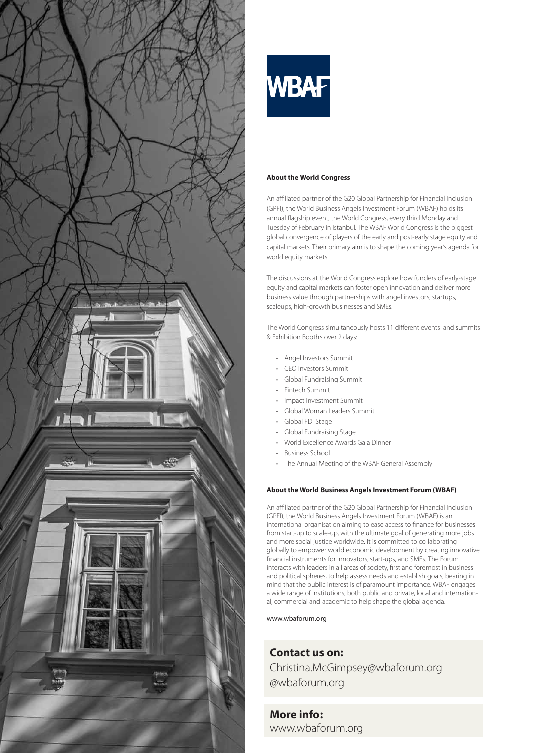WBAF

## About the World Congress

An affiliated partner of the G20 Global Partnership for Financial Inclusion (GPFI), the World Business Angels Investment Forum (WBAF) holds its annual flagship event, the World Congress, every third Monday and Tuesday of February in Istanbul. The WBAF World Congress is the biggest global convergence of players of the early and post-early stage equity and capital markets. Their primary aim is to shape the coming year's agenda for world equity markets.

The discussions at the World Congress explore how funders of early-stage equity and capital markets can foster open innovation and deliver more business value through partnerships with angel investors, startups, scaleups, high-growth businesses and SMEs.

The World Congress simultaneously hosts 11 different events and summits & Exhibition Booths over 2 days:

- Angel Investors Summit
- CEO Investors Summit
- Global Fundraising Summit
- Fintech Summit
- Impact Investment Summit
- Global Woman Leaders Summit
- Global FDI Stage
- Global Fundraising Stage
- World Excellence Awards Gala Dinner
- Business School
- The Annual Meeting of the WBAF General Assembly

## About the World Business Angels Investment Forum (WBAF)

An affiliated partner of the G20 Global Partnership for Financial Inclusion (GPFI), the World Business Angels Investment Forum (WBAF) is an international organisation aiming to ease access to finance for businesses from start-up to scale-up, with the ultimate goal of generating more jobs and more social justice worldwide. It is committed to collaborating globally to empower world economic development by creating innovative financial instruments for innovators, start-ups, and SMEs. The Forum interacts with leaders in all areas of society, first and foremost in business and political spheres, to help assess needs and establish goals, bearing in mind that the public interest is of paramount importance. WBAF engages a wide range of institutions, both public and private, local and international, commercial and academic to help shape the global agenda.

www.wbaforum.org

**Contact us on:**
Christina.McGimpsey@wbaforum.org
@wbaforum.org

**More info:**
www.wbaforum.org